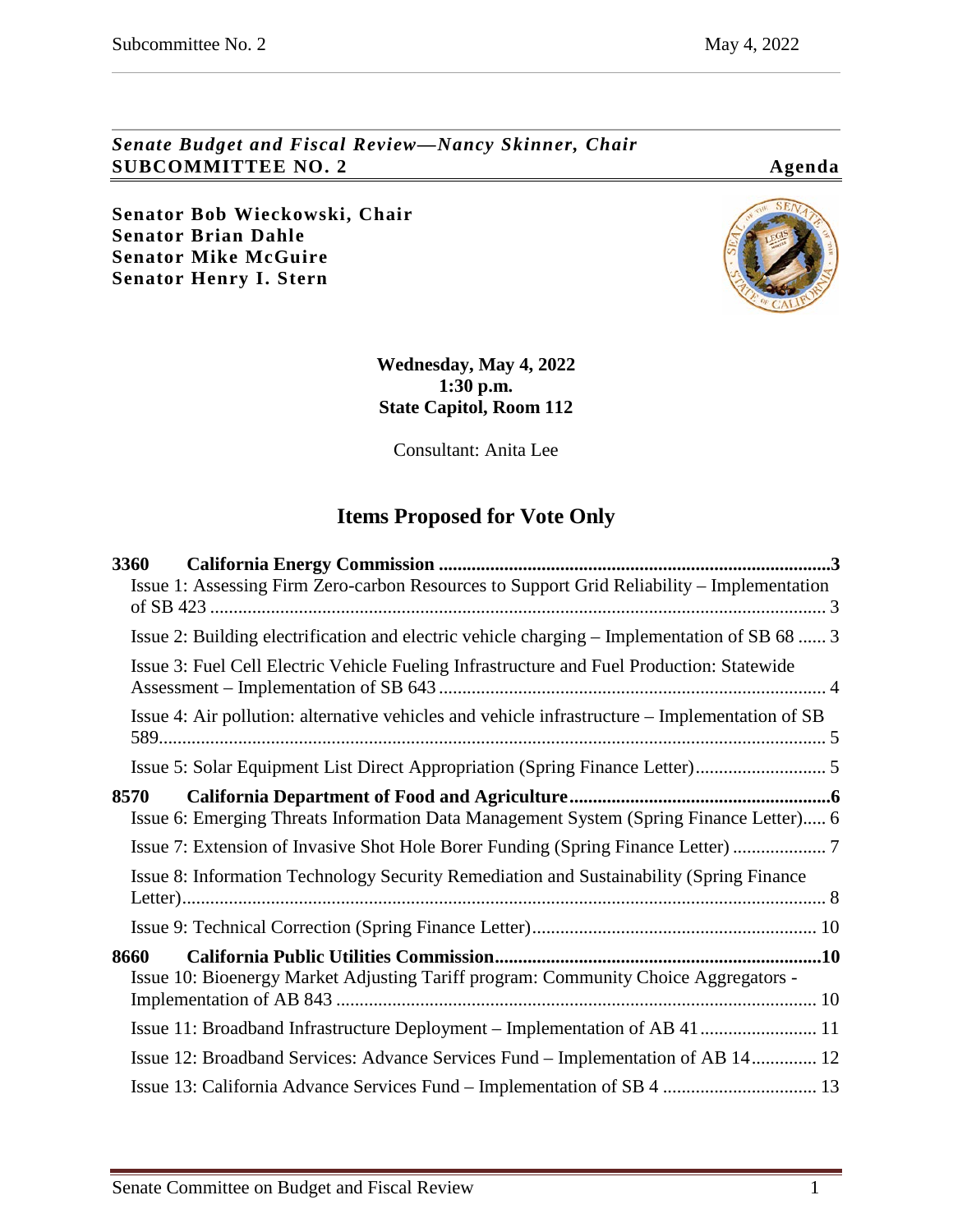*Senate Budget and Fiscal Review—Nancy Skinner, Chair*
**SUBCOMMITTEE NO. 2** **Agenda**

**Senator Bob Wieckowski, Chair**
**Senator Brian Dahle**
**Senator Mike McGuire**
**Senator Henry I. Stern**

**Wednesday, May 4, 2022**
**1:30 p.m.**
**State Capitol, Room 112**

Consultant: Anita Lee

# Items Proposed for Vote Only

**3360 California Energy Commission ....................................................................................3**

Issue 1: Assessing Firm Zero-carbon Resources to Support Grid Reliability – Implementation of SB 423 ....................................................................................................................... 3

Issue 2: Building electrification and electric vehicle charging – Implementation of SB 68 ...... 3

Issue 3: Fuel Cell Electric Vehicle Fueling Infrastructure and Fuel Production: Statewide Assessment – Implementation of SB 643 .................................................................................. 4

Issue 4: Air pollution: alternative vehicles and vehicle infrastructure – Implementation of SB 589.............................................................................................................................................. 5

Issue 5: Solar Equipment List Direct Appropriation (Spring Finance Letter)............................ 5

**8570 California Department of Food and Agriculture.......................................................6**

Issue 6: Emerging Threats Information Data Management System (Spring Finance Letter)..... 6

Issue 7: Extension of Invasive Shot Hole Borer Funding (Spring Finance Letter) .................... 7

Issue 8: Information Technology Security Remediation and Sustainability (Spring Finance Letter)......................................................................................................................................... 8

Issue 9: Technical Correction (Spring Finance Letter)............................................................. 10

**8660 California Public Utilities Commission.....................................................................10**

Issue 10: Bioenergy Market Adjusting Tariff program: Community Choice Aggregators - Implementation of AB 843 ....................................................................................................... 10

Issue 11: Broadband Infrastructure Deployment – Implementation of AB 41......................... 11

Issue 12: Broadband Services: Advance Services Fund – Implementation of AB 14.............. 12

Issue 13: California Advance Services Fund – Implementation of SB 4 ................................. 13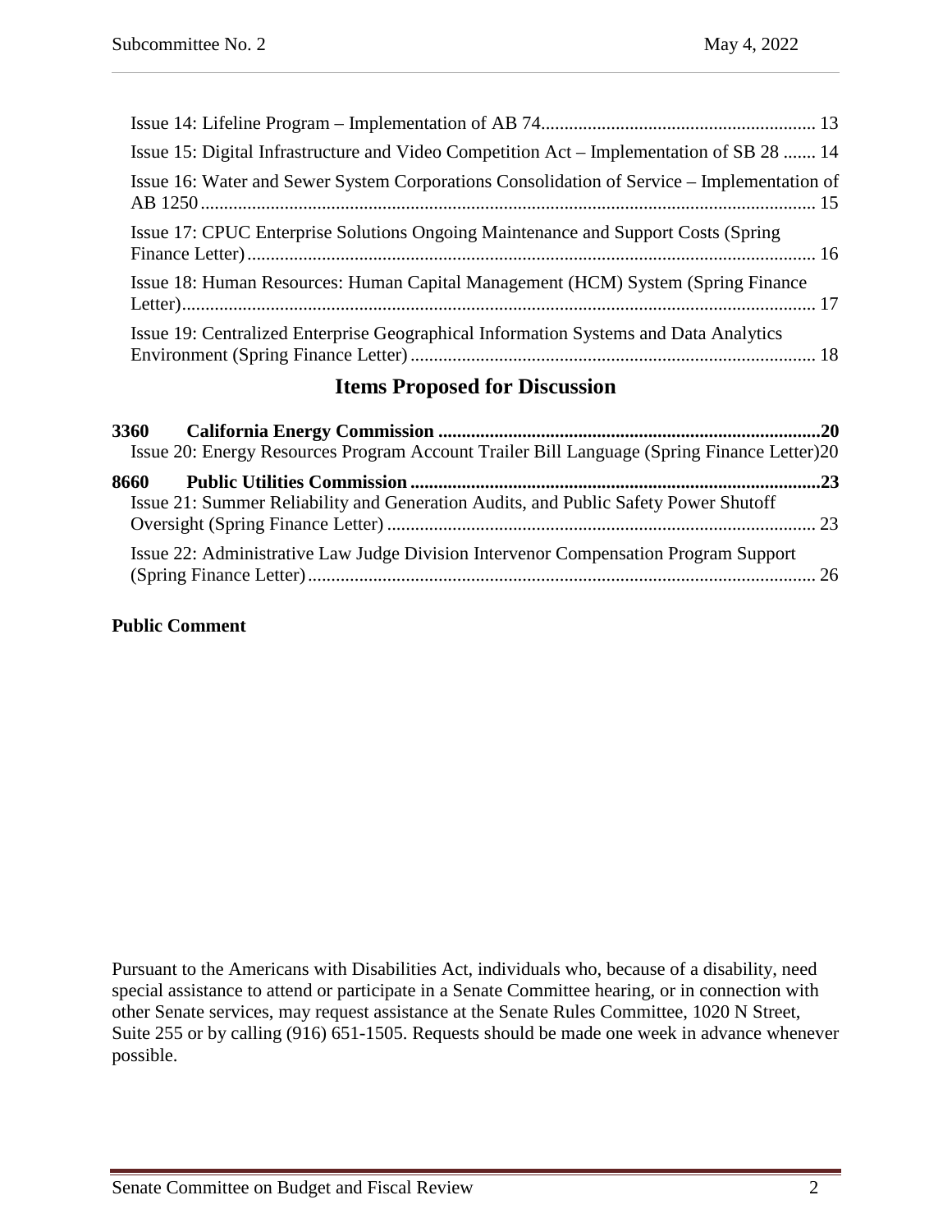Issue 14: Lifeline Program – Implementation of AB 74 .......... 13

Issue 15: Digital Infrastructure and Video Competition Act – Implementation of SB 28 .......... 14

Issue 16: Water and Sewer System Corporations Consolidation of Service – Implementation of AB 1250 .......... 15

Issue 17: CPUC Enterprise Solutions Ongoing Maintenance and Support Costs (Spring Finance Letter) .......... 16

Issue 18: Human Resources: Human Capital Management (HCM) System (Spring Finance Letter) .......... 17

Issue 19: Centralized Enterprise Geographical Information Systems and Data Analytics Environment (Spring Finance Letter) .......... 18

## Items Proposed for Discussion

**3360 California Energy Commission .......... 20**

Issue 20: Energy Resources Program Account Trailer Bill Language (Spring Finance Letter) 20

**8660 Public Utilities Commission .......... 23**

Issue 21: Summer Reliability and Generation Audits, and Public Safety Power Shutoff Oversight (Spring Finance Letter) .......... 23

Issue 22: Administrative Law Judge Division Intervenor Compensation Program Support (Spring Finance Letter) .......... 26

**Public Comment**

Pursuant to the Americans with Disabilities Act, individuals who, because of a disability, need special assistance to attend or participate in a Senate Committee hearing, or in connection with other Senate services, may request assistance at the Senate Rules Committee, 1020 N Street, Suite 255 or by calling (916) 651-1505. Requests should be made one week in advance whenever possible.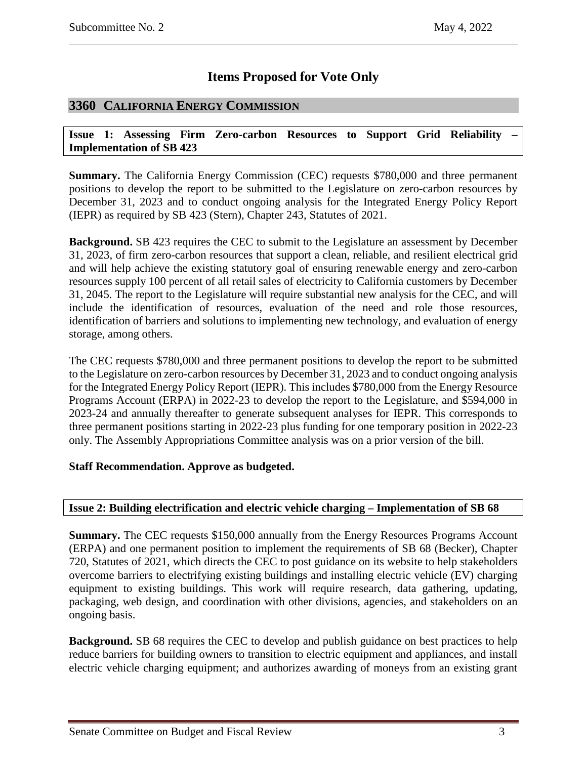# Items Proposed for Vote Only

## 3360 California Energy Commission

### Issue 1: Assessing Firm Zero-carbon Resources to Support Grid Reliability – Implementation of SB 423

**Summary.** The California Energy Commission (CEC) requests $780,000 and three permanent positions to develop the report to be submitted to the Legislature on zero-carbon resources by December 31, 2023 and to conduct ongoing analysis for the Integrated Energy Policy Report (IEPR) as required by SB 423 (Stern), Chapter 243, Statutes of 2021.

**Background.** SB 423 requires the CEC to submit to the Legislature an assessment by December 31, 2023, of firm zero-carbon resources that support a clean, reliable, and resilient electrical grid and will help achieve the existing statutory goal of ensuring renewable energy and zero-carbon resources supply 100 percent of all retail sales of electricity to California customers by December 31, 2045. The report to the Legislature will require substantial new analysis for the CEC, and will include the identification of resources, evaluation of the need and role those resources, identification of barriers and solutions to implementing new technology, and evaluation of energy storage, among others.

The CEC requests $780,000 and three permanent positions to develop the report to be submitted to the Legislature on zero-carbon resources by December 31, 2023 and to conduct ongoing analysis for the Integrated Energy Policy Report (IEPR). This includes $780,000 from the Energy Resource Programs Account (ERPA) in 2022-23 to develop the report to the Legislature, and $594,000 in 2023-24 and annually thereafter to generate subsequent analyses for IEPR. This corresponds to three permanent positions starting in 2022-23 plus funding for one temporary position in 2022-23 only. The Assembly Appropriations Committee analysis was on a prior version of the bill.

**Staff Recommendation. Approve as budgeted.**

### Issue 2: Building electrification and electric vehicle charging – Implementation of SB 68

**Summary.** The CEC requests $150,000 annually from the Energy Resources Programs Account (ERPA) and one permanent position to implement the requirements of SB 68 (Becker), Chapter 720, Statutes of 2021, which directs the CEC to post guidance on its website to help stakeholders overcome barriers to electrifying existing buildings and installing electric vehicle (EV) charging equipment to existing buildings. This work will require research, data gathering, updating, packaging, web design, and coordination with other divisions, agencies, and stakeholders on an ongoing basis.

**Background.** SB 68 requires the CEC to develop and publish guidance on best practices to help reduce barriers for building owners to transition to electric equipment and appliances, and install electric vehicle charging equipment; and authorizes awarding of moneys from an existing grant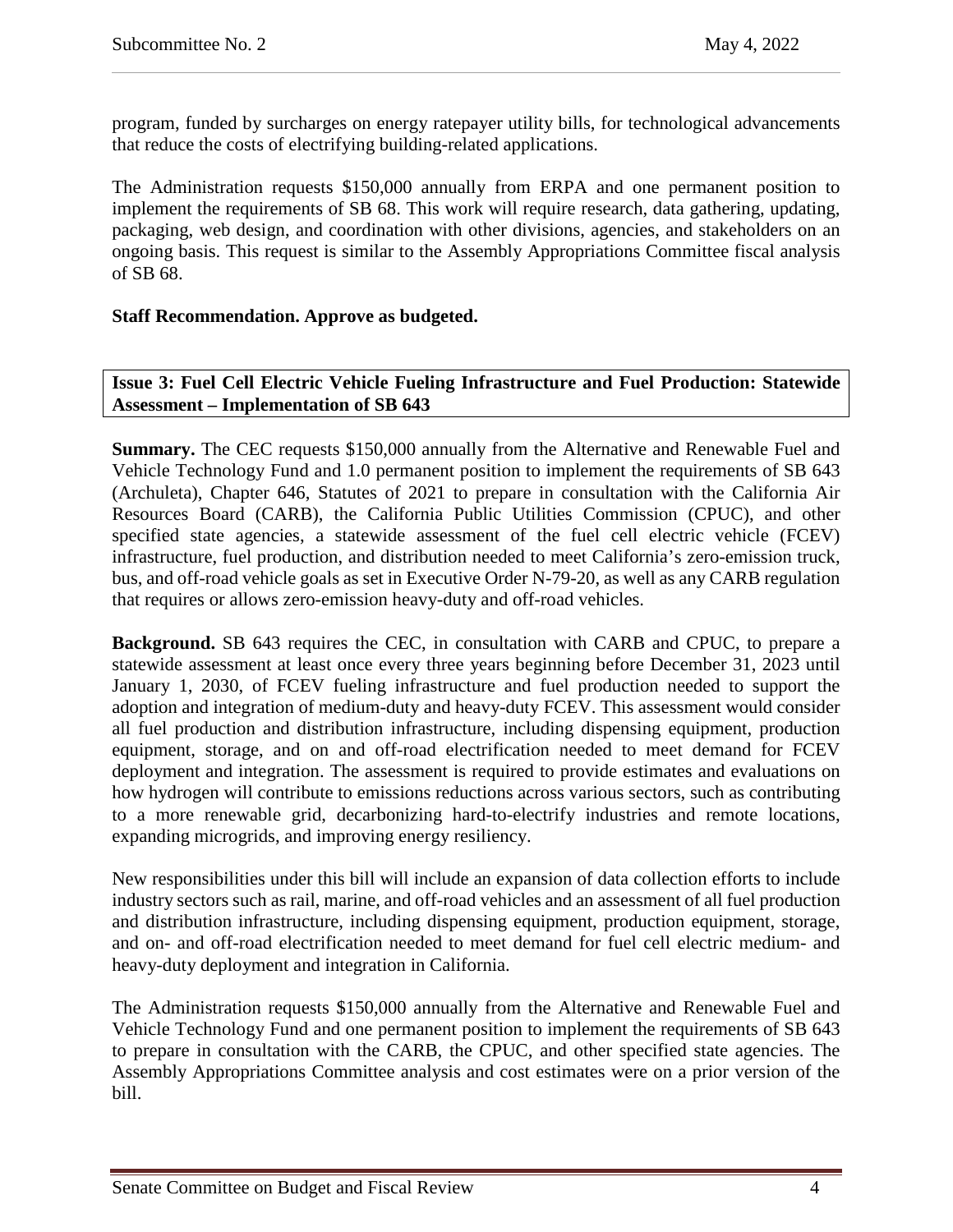program, funded by surcharges on energy ratepayer utility bills, for technological advancements that reduce the costs of electrifying building-related applications.

The Administration requests $150,000 annually from ERPA and one permanent position to implement the requirements of SB 68. This work will require research, data gathering, updating, packaging, web design, and coordination with other divisions, agencies, and stakeholders on an ongoing basis. This request is similar to the Assembly Appropriations Committee fiscal analysis of SB 68.

**Staff Recommendation. Approve as budgeted.**

### Issue 3: Fuel Cell Electric Vehicle Fueling Infrastructure and Fuel Production: Statewide Assessment – Implementation of SB 643

**Summary.** The CEC requests $150,000 annually from the Alternative and Renewable Fuel and Vehicle Technology Fund and 1.0 permanent position to implement the requirements of SB 643 (Archuleta), Chapter 646, Statutes of 2021 to prepare in consultation with the California Air Resources Board (CARB), the California Public Utilities Commission (CPUC), and other specified state agencies, a statewide assessment of the fuel cell electric vehicle (FCEV) infrastructure, fuel production, and distribution needed to meet California's zero-emission truck, bus, and off-road vehicle goals as set in Executive Order N-79-20, as well as any CARB regulation that requires or allows zero-emission heavy-duty and off-road vehicles.

**Background.** SB 643 requires the CEC, in consultation with CARB and CPUC, to prepare a statewide assessment at least once every three years beginning before December 31, 2023 until January 1, 2030, of FCEV fueling infrastructure and fuel production needed to support the adoption and integration of medium-duty and heavy-duty FCEV. This assessment would consider all fuel production and distribution infrastructure, including dispensing equipment, production equipment, storage, and on and off-road electrification needed to meet demand for FCEV deployment and integration. The assessment is required to provide estimates and evaluations on how hydrogen will contribute to emissions reductions across various sectors, such as contributing to a more renewable grid, decarbonizing hard-to-electrify industries and remote locations, expanding microgrids, and improving energy resiliency.

New responsibilities under this bill will include an expansion of data collection efforts to include industry sectors such as rail, marine, and off-road vehicles and an assessment of all fuel production and distribution infrastructure, including dispensing equipment, production equipment, storage, and on- and off-road electrification needed to meet demand for fuel cell electric medium- and heavy-duty deployment and integration in California.

The Administration requests $150,000 annually from the Alternative and Renewable Fuel and Vehicle Technology Fund and one permanent position to implement the requirements of SB 643 to prepare in consultation with the CARB, the CPUC, and other specified state agencies. The Assembly Appropriations Committee analysis and cost estimates were on a prior version of the bill.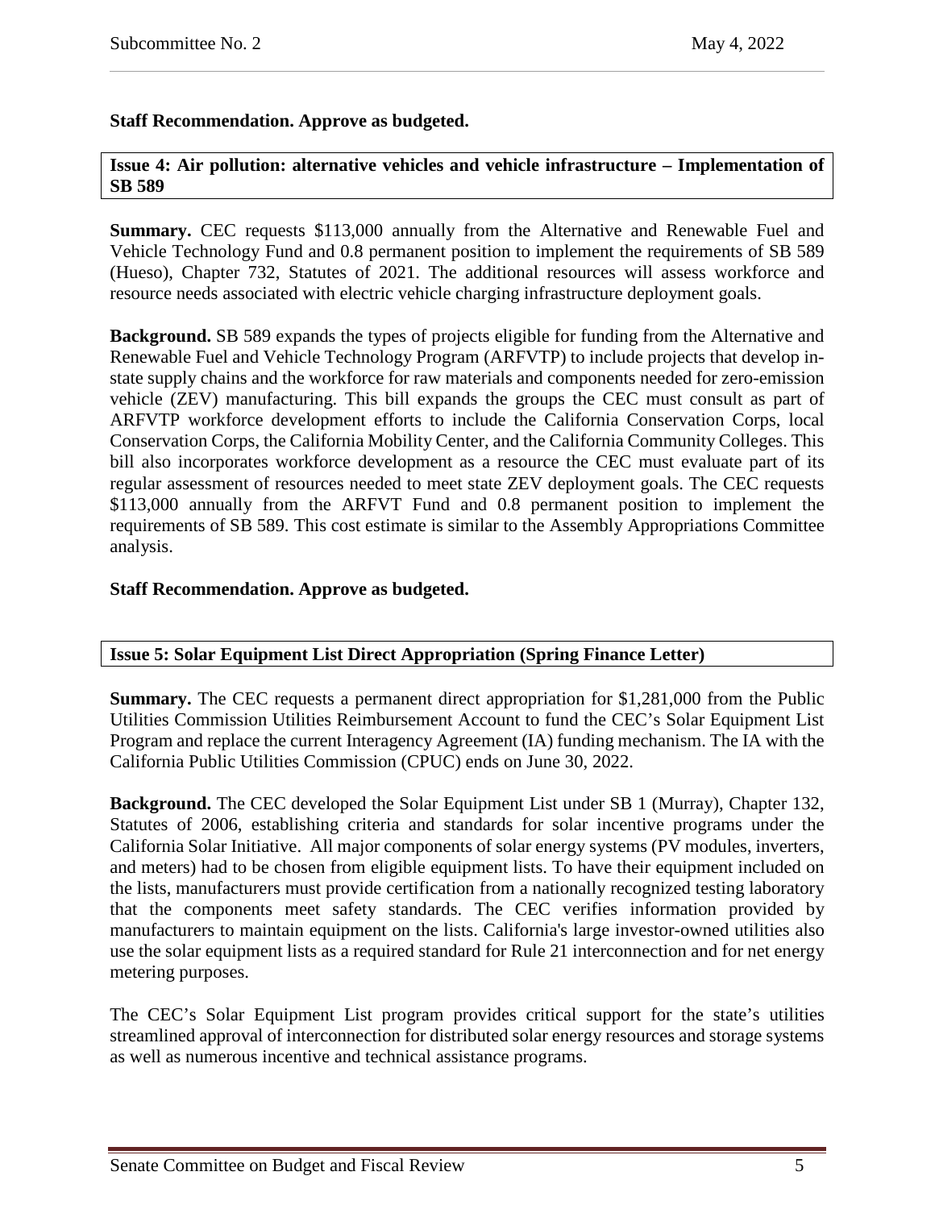**Staff Recommendation. Approve as budgeted.**

**Issue 4: Air pollution: alternative vehicles and vehicle infrastructure – Implementation of SB 589**

**Summary.** CEC requests $113,000 annually from the Alternative and Renewable Fuel and Vehicle Technology Fund and 0.8 permanent position to implement the requirements of SB 589 (Hueso), Chapter 732, Statutes of 2021. The additional resources will assess workforce and resource needs associated with electric vehicle charging infrastructure deployment goals.

**Background.** SB 589 expands the types of projects eligible for funding from the Alternative and Renewable Fuel and Vehicle Technology Program (ARFVTP) to include projects that develop in-state supply chains and the workforce for raw materials and components needed for zero-emission vehicle (ZEV) manufacturing. This bill expands the groups the CEC must consult as part of ARFVTP workforce development efforts to include the California Conservation Corps, local Conservation Corps, the California Mobility Center, and the California Community Colleges. This bill also incorporates workforce development as a resource the CEC must evaluate part of its regular assessment of resources needed to meet state ZEV deployment goals. The CEC requests $113,000 annually from the ARFVT Fund and 0.8 permanent position to implement the requirements of SB 589. This cost estimate is similar to the Assembly Appropriations Committee analysis.

**Staff Recommendation. Approve as budgeted.**

**Issue 5: Solar Equipment List Direct Appropriation (Spring Finance Letter)**

**Summary.** The CEC requests a permanent direct appropriation for $1,281,000 from the Public Utilities Commission Utilities Reimbursement Account to fund the CEC's Solar Equipment List Program and replace the current Interagency Agreement (IA) funding mechanism. The IA with the California Public Utilities Commission (CPUC) ends on June 30, 2022.

**Background.** The CEC developed the Solar Equipment List under SB 1 (Murray), Chapter 132, Statutes of 2006, establishing criteria and standards for solar incentive programs under the California Solar Initiative. All major components of solar energy systems (PV modules, inverters, and meters) had to be chosen from eligible equipment lists. To have their equipment included on the lists, manufacturers must provide certification from a nationally recognized testing laboratory that the components meet safety standards. The CEC verifies information provided by manufacturers to maintain equipment on the lists. California's large investor-owned utilities also use the solar equipment lists as a required standard for Rule 21 interconnection and for net energy metering purposes.

The CEC's Solar Equipment List program provides critical support for the state's utilities streamlined approval of interconnection for distributed solar energy resources and storage systems as well as numerous incentive and technical assistance programs.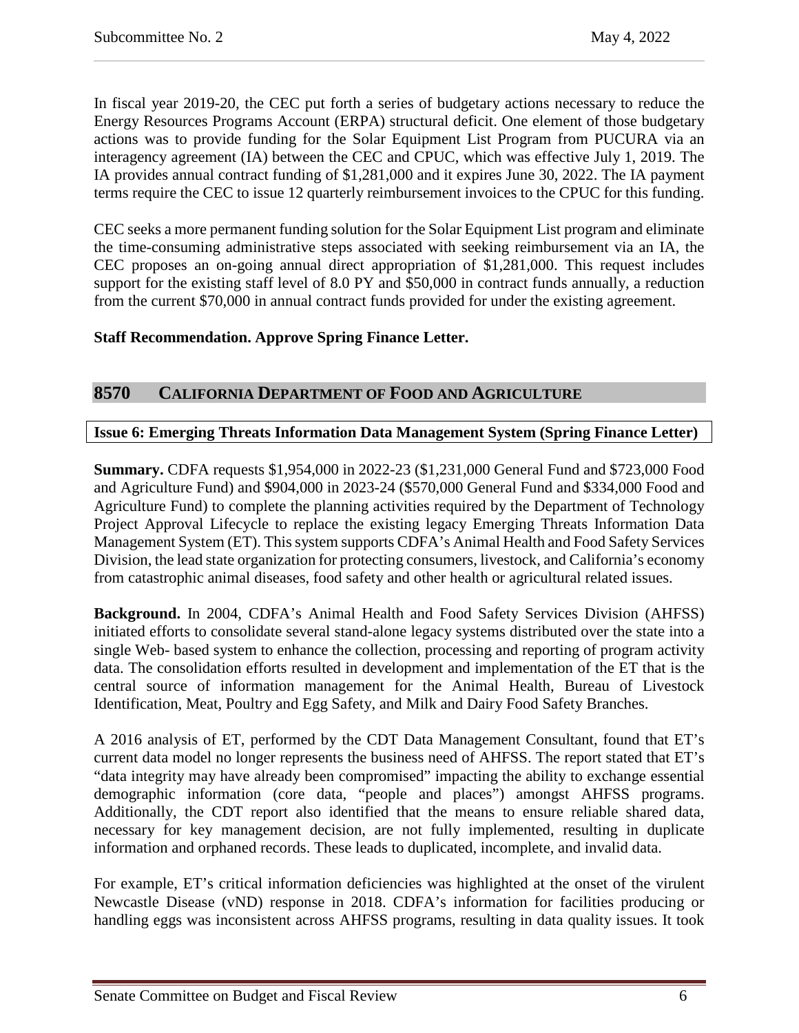In fiscal year 2019-20, the CEC put forth a series of budgetary actions necessary to reduce the Energy Resources Programs Account (ERPA) structural deficit. One element of those budgetary actions was to provide funding for the Solar Equipment List Program from PUCURA via an interagency agreement (IA) between the CEC and CPUC, which was effective July 1, 2019. The IA provides annual contract funding of $1,281,000 and it expires June 30, 2022. The IA payment terms require the CEC to issue 12 quarterly reimbursement invoices to the CPUC for this funding.

CEC seeks a more permanent funding solution for the Solar Equipment List program and eliminate the time-consuming administrative steps associated with seeking reimbursement via an IA, the CEC proposes an on-going annual direct appropriation of $1,281,000. This request includes support for the existing staff level of 8.0 PY and $50,000 in contract funds annually, a reduction from the current $70,000 in annual contract funds provided for under the existing agreement.

**Staff Recommendation. Approve Spring Finance Letter.**

## 8570 CALIFORNIA DEPARTMENT OF FOOD AND AGRICULTURE

### Issue 6: Emerging Threats Information Data Management System (Spring Finance Letter)

**Summary.** CDFA requests $1,954,000 in 2022-23 ($1,231,000 General Fund and $723,000 Food and Agriculture Fund) and $904,000 in 2023-24 ($570,000 General Fund and $334,000 Food and Agriculture Fund) to complete the planning activities required by the Department of Technology Project Approval Lifecycle to replace the existing legacy Emerging Threats Information Data Management System (ET). This system supports CDFA's Animal Health and Food Safety Services Division, the lead state organization for protecting consumers, livestock, and California's economy from catastrophic animal diseases, food safety and other health or agricultural related issues.

**Background.** In 2004, CDFA's Animal Health and Food Safety Services Division (AHFSS) initiated efforts to consolidate several stand-alone legacy systems distributed over the state into a single Web- based system to enhance the collection, processing and reporting of program activity data. The consolidation efforts resulted in development and implementation of the ET that is the central source of information management for the Animal Health, Bureau of Livestock Identification, Meat, Poultry and Egg Safety, and Milk and Dairy Food Safety Branches.

A 2016 analysis of ET, performed by the CDT Data Management Consultant, found that ET's current data model no longer represents the business need of AHFSS. The report stated that ET's "data integrity may have already been compromised" impacting the ability to exchange essential demographic information (core data, "people and places") amongst AHFSS programs. Additionally, the CDT report also identified that the means to ensure reliable shared data, necessary for key management decision, are not fully implemented, resulting in duplicate information and orphaned records. These leads to duplicated, incomplete, and invalid data.

For example, ET's critical information deficiencies was highlighted at the onset of the virulent Newcastle Disease (vND) response in 2018. CDFA's information for facilities producing or handling eggs was inconsistent across AHFSS programs, resulting in data quality issues. It took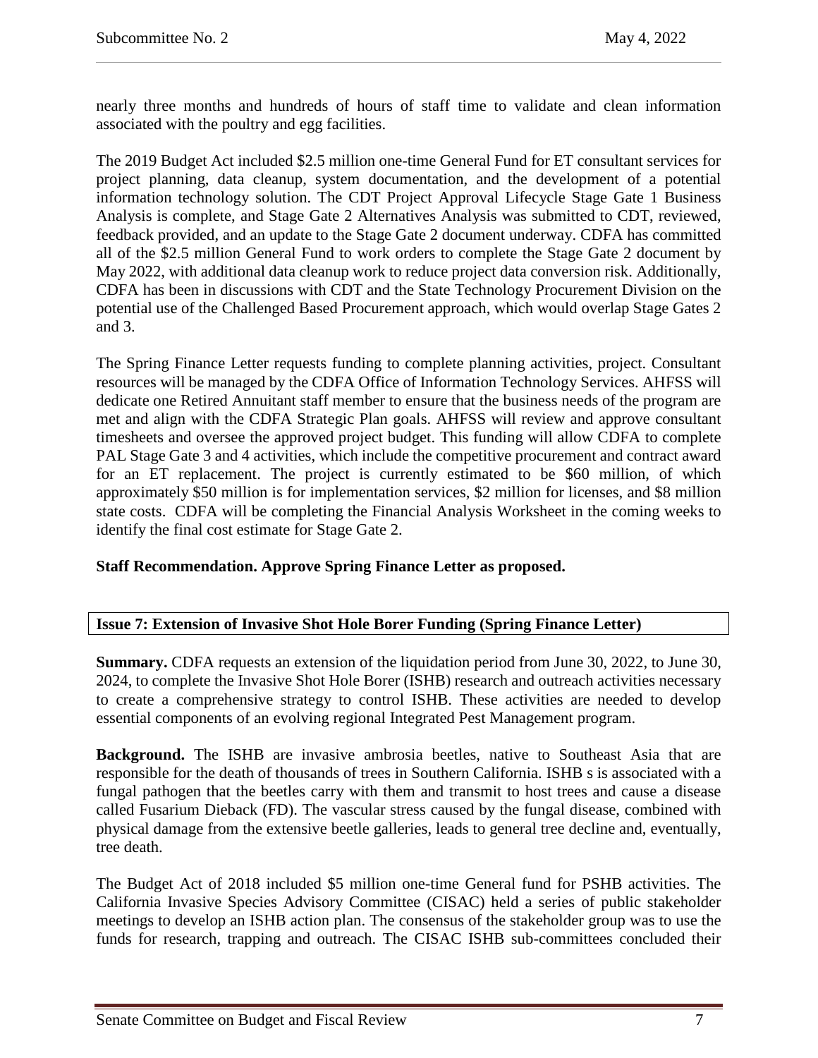nearly three months and hundreds of hours of staff time to validate and clean information associated with the poultry and egg facilities.

The 2019 Budget Act included $2.5 million one-time General Fund for ET consultant services for project planning, data cleanup, system documentation, and the development of a potential information technology solution. The CDT Project Approval Lifecycle Stage Gate 1 Business Analysis is complete, and Stage Gate 2 Alternatives Analysis was submitted to CDT, reviewed, feedback provided, and an update to the Stage Gate 2 document underway. CDFA has committed all of the $2.5 million General Fund to work orders to complete the Stage Gate 2 document by May 2022, with additional data cleanup work to reduce project data conversion risk. Additionally, CDFA has been in discussions with CDT and the State Technology Procurement Division on the potential use of the Challenged Based Procurement approach, which would overlap Stage Gates 2 and 3.

The Spring Finance Letter requests funding to complete planning activities, project. Consultant resources will be managed by the CDFA Office of Information Technology Services. AHFSS will dedicate one Retired Annuitant staff member to ensure that the business needs of the program are met and align with the CDFA Strategic Plan goals. AHFSS will review and approve consultant timesheets and oversee the approved project budget. This funding will allow CDFA to complete PAL Stage Gate 3 and 4 activities, which include the competitive procurement and contract award for an ET replacement. The project is currently estimated to be $60 million, of which approximately $50 million is for implementation services, $2 million for licenses, and $8 million state costs. CDFA will be completing the Financial Analysis Worksheet in the coming weeks to identify the final cost estimate for Stage Gate 2.

**Staff Recommendation. Approve Spring Finance Letter as proposed.**

## Issue 7: Extension of Invasive Shot Hole Borer Funding (Spring Finance Letter)

**Summary.** CDFA requests an extension of the liquidation period from June 30, 2022, to June 30, 2024, to complete the Invasive Shot Hole Borer (ISHB) research and outreach activities necessary to create a comprehensive strategy to control ISHB. These activities are needed to develop essential components of an evolving regional Integrated Pest Management program.

**Background.** The ISHB are invasive ambrosia beetles, native to Southeast Asia that are responsible for the death of thousands of trees in Southern California. ISHB s is associated with a fungal pathogen that the beetles carry with them and transmit to host trees and cause a disease called Fusarium Dieback (FD). The vascular stress caused by the fungal disease, combined with physical damage from the extensive beetle galleries, leads to general tree decline and, eventually, tree death.

The Budget Act of 2018 included $5 million one-time General fund for PSHB activities. The California Invasive Species Advisory Committee (CISAC) held a series of public stakeholder meetings to develop an ISHB action plan. The consensus of the stakeholder group was to use the funds for research, trapping and outreach. The CISAC ISHB sub-committees concluded their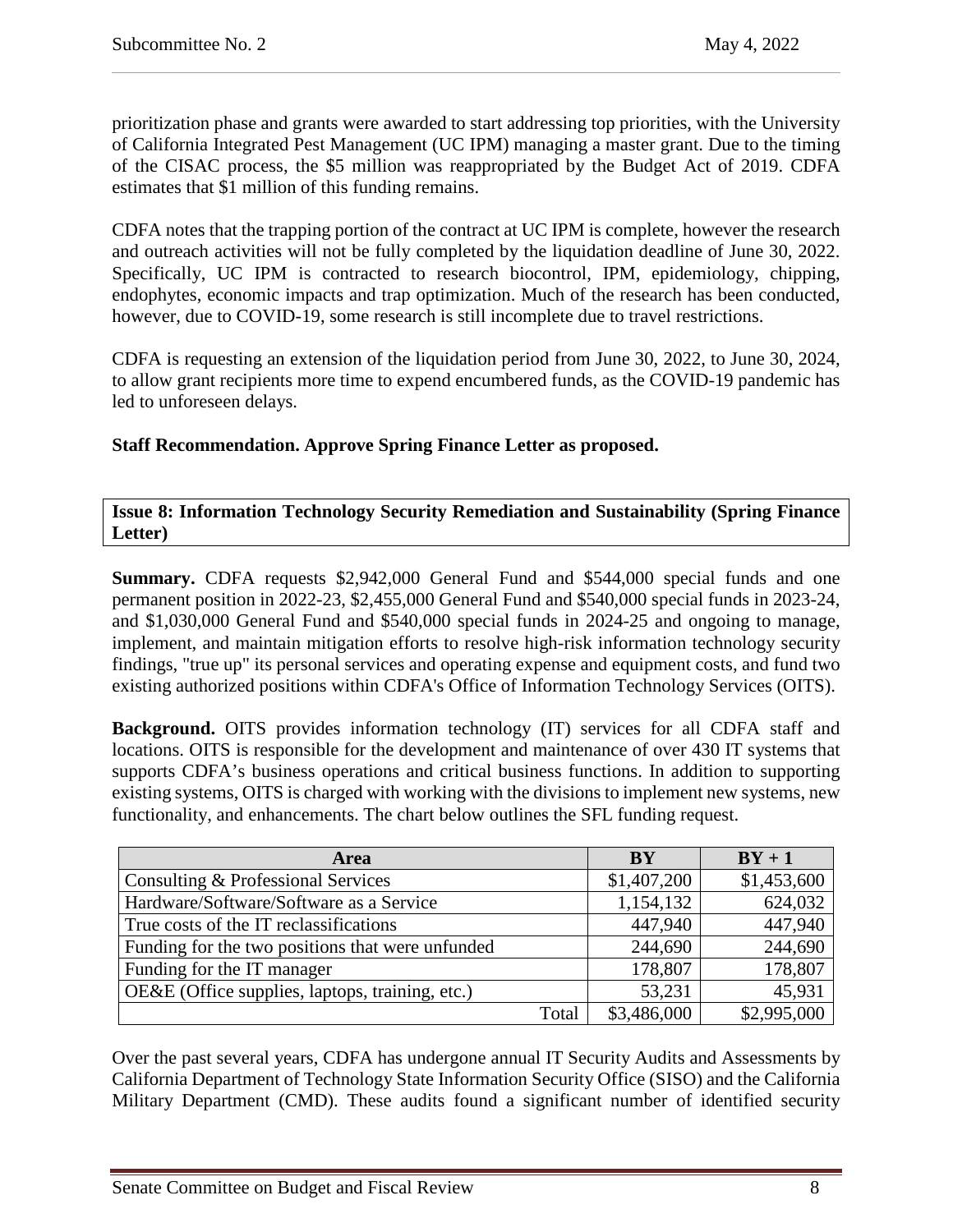prioritization phase and grants were awarded to start addressing top priorities, with the University of California Integrated Pest Management (UC IPM) managing a master grant. Due to the timing of the CISAC process, the $5 million was reappropriated by the Budget Act of 2019. CDFA estimates that $1 million of this funding remains.

CDFA notes that the trapping portion of the contract at UC IPM is complete, however the research and outreach activities will not be fully completed by the liquidation deadline of June 30, 2022. Specifically, UC IPM is contracted to research biocontrol, IPM, epidemiology, chipping, endophytes, economic impacts and trap optimization. Much of the research has been conducted, however, due to COVID-19, some research is still incomplete due to travel restrictions.

CDFA is requesting an extension of the liquidation period from June 30, 2022, to June 30, 2024, to allow grant recipients more time to expend encumbered funds, as the COVID-19 pandemic has led to unforeseen delays.

**Staff Recommendation. Approve Spring Finance Letter as proposed.**

**Issue 8: Information Technology Security Remediation and Sustainability (Spring Finance Letter)**

**Summary.** CDFA requests $2,942,000 General Fund and $544,000 special funds and one permanent position in 2022-23, $2,455,000 General Fund and $540,000 special funds in 2023-24, and $1,030,000 General Fund and $540,000 special funds in 2024-25 and ongoing to manage, implement, and maintain mitigation efforts to resolve high-risk information technology security findings, "true up" its personal services and operating expense and equipment costs, and fund two existing authorized positions within CDFA's Office of Information Technology Services (OITS).

**Background.** OITS provides information technology (IT) services for all CDFA staff and locations. OITS is responsible for the development and maintenance of over 430 IT systems that supports CDFA's business operations and critical business functions. In addition to supporting existing systems, OITS is charged with working with the divisions to implement new systems, new functionality, and enhancements. The chart below outlines the SFL funding request.

| Area | BY | BY + 1 |
|---|---|---|
| Consulting & Professional Services | $1,407,200 | $1,453,600 |
| Hardware/Software/Software as a Service | 1,154,132 | 624,032 |
| True costs of the IT reclassifications | 447,940 | 447,940 |
| Funding for the two positions that were unfunded | 244,690 | 244,690 |
| Funding for the IT manager | 178,807 | 178,807 |
| OE&E (Office supplies, laptops, training, etc.) | 53,231 | 45,931 |
| Total | $3,486,000 | $2,995,000 |

Over the past several years, CDFA has undergone annual IT Security Audits and Assessments by California Department of Technology State Information Security Office (SISO) and the California Military Department (CMD). These audits found a significant number of identified security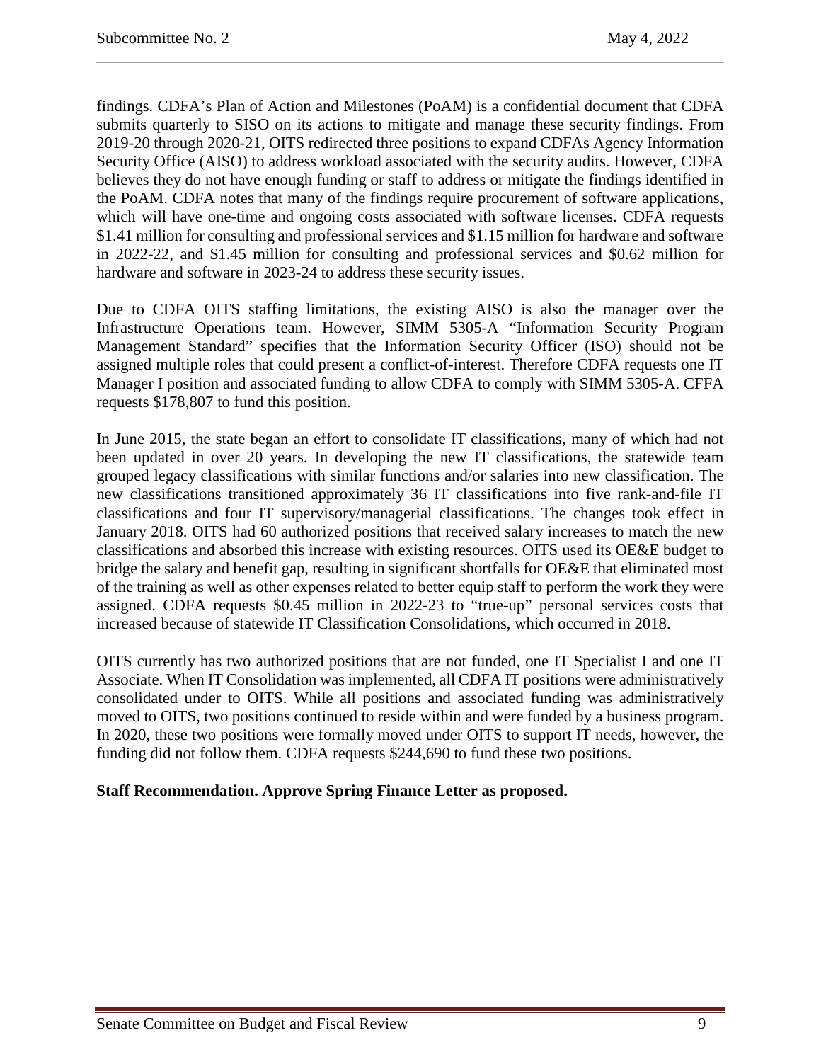findings. CDFA's Plan of Action and Milestones (PoAM) is a confidential document that CDFA submits quarterly to SISO on its actions to mitigate and manage these security findings. From 2019-20 through 2020-21, OITS redirected three positions to expand CDFAs Agency Information Security Office (AISO) to address workload associated with the security audits. However, CDFA believes they do not have enough funding or staff to address or mitigate the findings identified in the PoAM. CDFA notes that many of the findings require procurement of software applications, which will have one-time and ongoing costs associated with software licenses. CDFA requests $1.41 million for consulting and professional services and $1.15 million for hardware and software in 2022-22, and $1.45 million for consulting and professional services and $0.62 million for hardware and software in 2023-24 to address these security issues.

Due to CDFA OITS staffing limitations, the existing AISO is also the manager over the Infrastructure Operations team. However, SIMM 5305-A "Information Security Program Management Standard" specifies that the Information Security Officer (ISO) should not be assigned multiple roles that could present a conflict-of-interest. Therefore CDFA requests one IT Manager I position and associated funding to allow CDFA to comply with SIMM 5305-A. CFFA requests $178,807 to fund this position.

In June 2015, the state began an effort to consolidate IT classifications, many of which had not been updated in over 20 years. In developing the new IT classifications, the statewide team grouped legacy classifications with similar functions and/or salaries into new classification. The new classifications transitioned approximately 36 IT classifications into five rank-and-file IT classifications and four IT supervisory/managerial classifications. The changes took effect in January 2018. OITS had 60 authorized positions that received salary increases to match the new classifications and absorbed this increase with existing resources. OITS used its OE&E budget to bridge the salary and benefit gap, resulting in significant shortfalls for OE&E that eliminated most of the training as well as other expenses related to better equip staff to perform the work they were assigned. CDFA requests $0.45 million in 2022-23 to "true-up" personal services costs that increased because of statewide IT Classification Consolidations, which occurred in 2018.

OITS currently has two authorized positions that are not funded, one IT Specialist I and one IT Associate. When IT Consolidation was implemented, all CDFA IT positions were administratively consolidated under to OITS. While all positions and associated funding was administratively moved to OITS, two positions continued to reside within and were funded by a business program. In 2020, these two positions were formally moved under OITS to support IT needs, however, the funding did not follow them. CDFA requests $244,690 to fund these two positions.

**Staff Recommendation. Approve Spring Finance Letter as proposed.**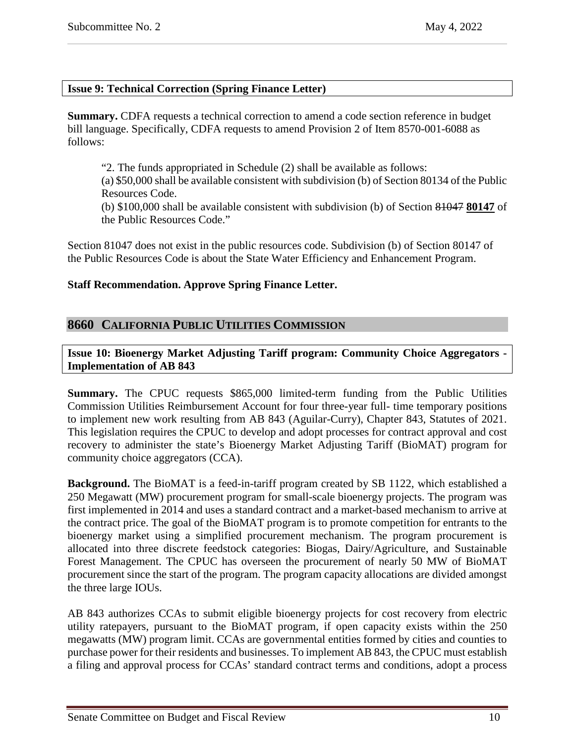**Issue 9: Technical Correction (Spring Finance Letter)**

**Summary.** CDFA requests a technical correction to amend a code section reference in budget bill language. Specifically, CDFA requests to amend Provision 2 of Item 8570-001-6088 as follows:

> "2. The funds appropriated in Schedule (2) shall be available as follows:
> (a) $50,000 shall be available consistent with subdivision (b) of Section 80134 of the Public Resources Code.
> (b) $100,000 shall be available consistent with subdivision (b) of Section ~~81047~~ **<u>80147</u>** of the Public Resources Code."

Section 81047 does not exist in the public resources code. Subdivision (b) of Section 80147 of the Public Resources Code is about the State Water Efficiency and Enhancement Program.

**Staff Recommendation. Approve Spring Finance Letter.**

## 8660 CALIFORNIA PUBLIC UTILITIES COMMISSION

**Issue 10: Bioenergy Market Adjusting Tariff program: Community Choice Aggregators - Implementation of AB 843**

**Summary.** The CPUC requests $865,000 limited-term funding from the Public Utilities Commission Utilities Reimbursement Account for four three-year full- time temporary positions to implement new work resulting from AB 843 (Aguilar-Curry), Chapter 843, Statutes of 2021. This legislation requires the CPUC to develop and adopt processes for contract approval and cost recovery to administer the state's Bioenergy Market Adjusting Tariff (BioMAT) program for community choice aggregators (CCA).

**Background.** The BioMAT is a feed-in-tariff program created by SB 1122, which established a 250 Megawatt (MW) procurement program for small-scale bioenergy projects. The program was first implemented in 2014 and uses a standard contract and a market-based mechanism to arrive at the contract price. The goal of the BioMAT program is to promote competition for entrants to the bioenergy market using a simplified procurement mechanism. The program procurement is allocated into three discrete feedstock categories: Biogas, Dairy/Agriculture, and Sustainable Forest Management. The CPUC has overseen the procurement of nearly 50 MW of BioMAT procurement since the start of the program. The program capacity allocations are divided amongst the three large IOUs.

AB 843 authorizes CCAs to submit eligible bioenergy projects for cost recovery from electric utility ratepayers, pursuant to the BioMAT program, if open capacity exists within the 250 megawatts (MW) program limit. CCAs are governmental entities formed by cities and counties to purchase power for their residents and businesses. To implement AB 843, the CPUC must establish a filing and approval process for CCAs' standard contract terms and conditions, adopt a process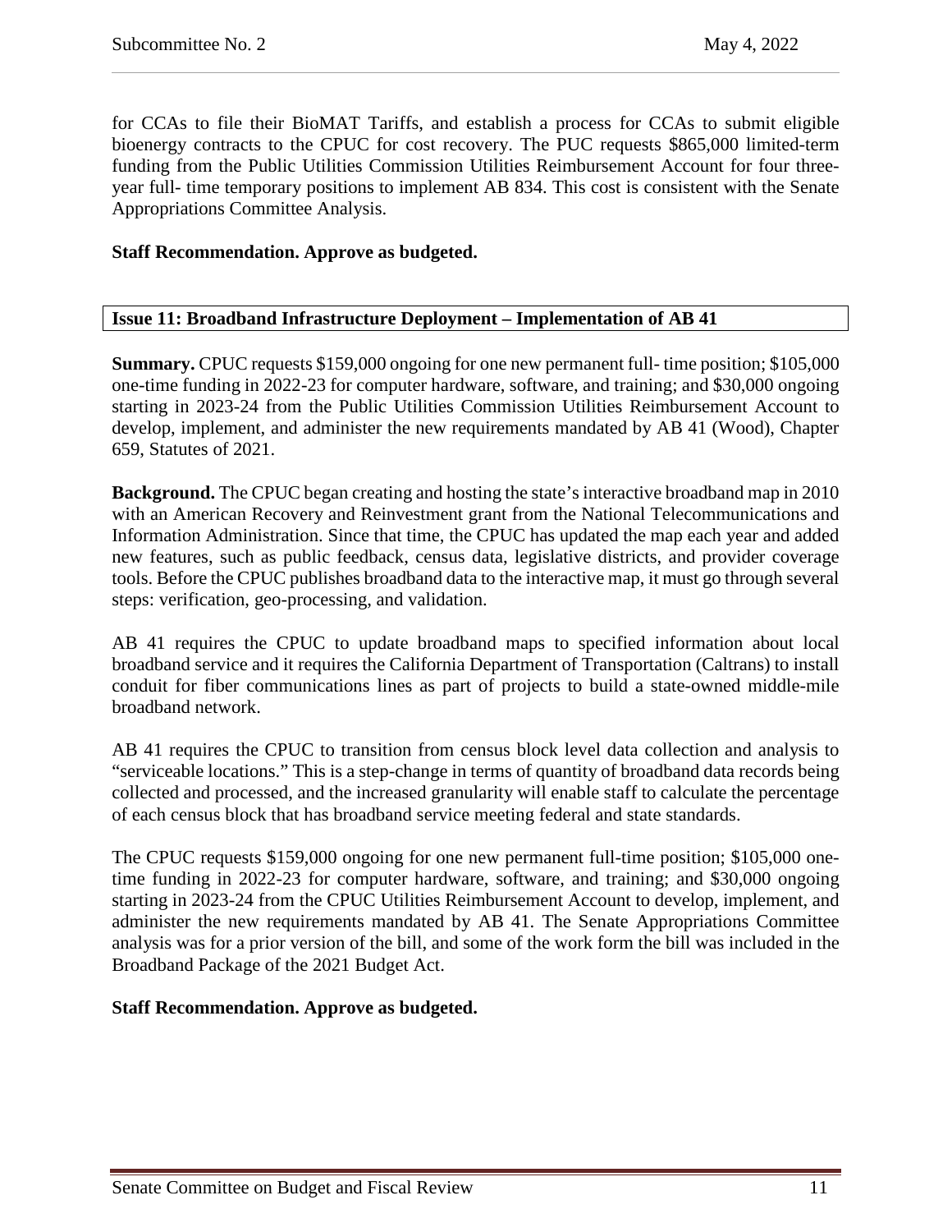for CCAs to file their BioMAT Tariffs, and establish a process for CCAs to submit eligible bioenergy contracts to the CPUC for cost recovery. The PUC requests $865,000 limited-term funding from the Public Utilities Commission Utilities Reimbursement Account for four three-year full- time temporary positions to implement AB 834. This cost is consistent with the Senate Appropriations Committee Analysis.

**Staff Recommendation. Approve as budgeted.**

## Issue 11: Broadband Infrastructure Deployment – Implementation of AB 41

**Summary.** CPUC requests $159,000 ongoing for one new permanent full- time position; $105,000 one-time funding in 2022-23 for computer hardware, software, and training; and $30,000 ongoing starting in 2023-24 from the Public Utilities Commission Utilities Reimbursement Account to develop, implement, and administer the new requirements mandated by AB 41 (Wood), Chapter 659, Statutes of 2021.

**Background.** The CPUC began creating and hosting the state's interactive broadband map in 2010 with an American Recovery and Reinvestment grant from the National Telecommunications and Information Administration. Since that time, the CPUC has updated the map each year and added new features, such as public feedback, census data, legislative districts, and provider coverage tools. Before the CPUC publishes broadband data to the interactive map, it must go through several steps: verification, geo-processing, and validation.

AB 41 requires the CPUC to update broadband maps to specified information about local broadband service and it requires the California Department of Transportation (Caltrans) to install conduit for fiber communications lines as part of projects to build a state-owned middle-mile broadband network.

AB 41 requires the CPUC to transition from census block level data collection and analysis to "serviceable locations." This is a step-change in terms of quantity of broadband data records being collected and processed, and the increased granularity will enable staff to calculate the percentage of each census block that has broadband service meeting federal and state standards.

The CPUC requests $159,000 ongoing for one new permanent full-time position; $105,000 one-time funding in 2022-23 for computer hardware, software, and training; and $30,000 ongoing starting in 2023-24 from the CPUC Utilities Reimbursement Account to develop, implement, and administer the new requirements mandated by AB 41. The Senate Appropriations Committee analysis was for a prior version of the bill, and some of the work form the bill was included in the Broadband Package of the 2021 Budget Act.

**Staff Recommendation. Approve as budgeted.**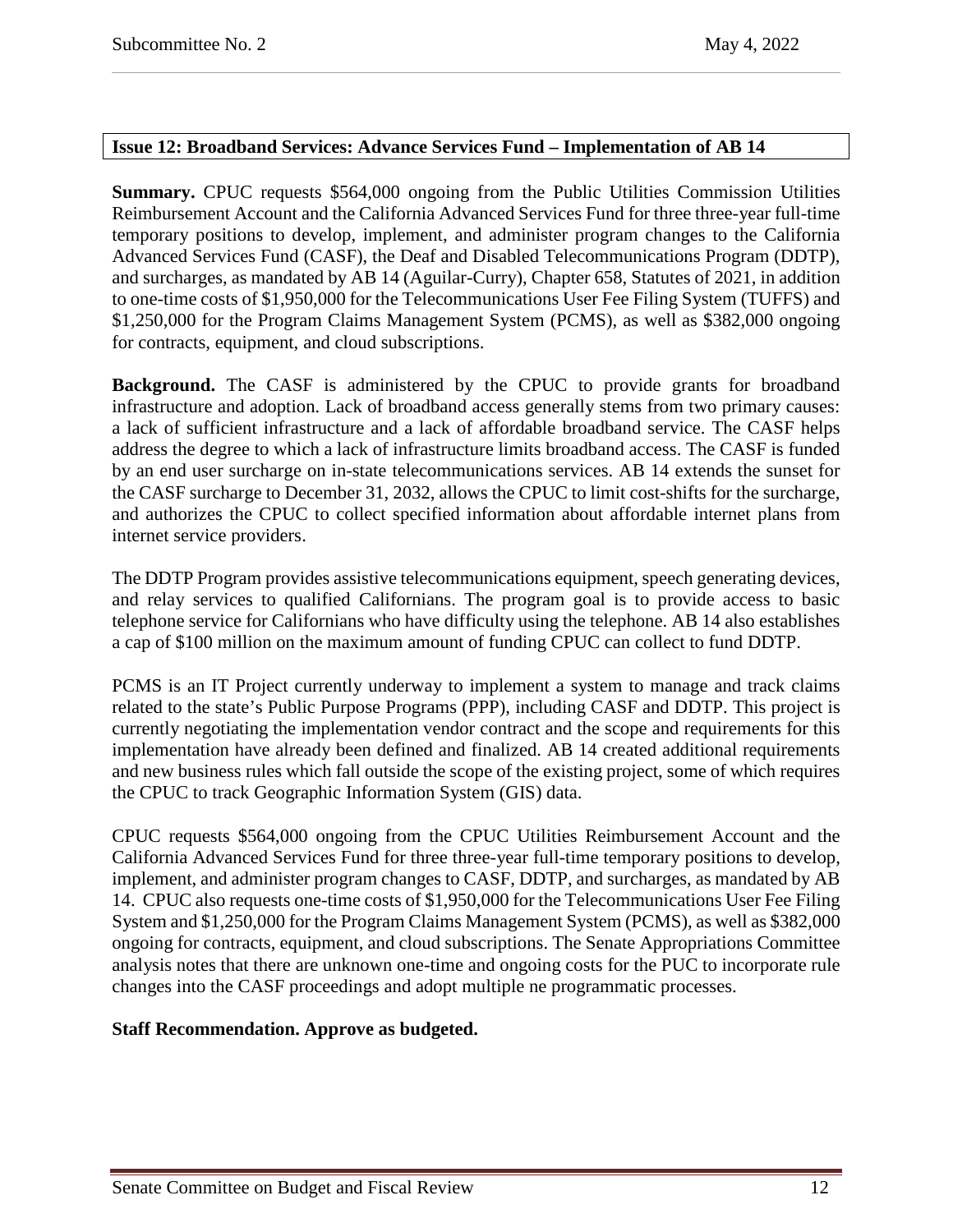## Issue 12: Broadband Services: Advance Services Fund – Implementation of AB 14

**Summary.** CPUC requests $564,000 ongoing from the Public Utilities Commission Utilities Reimbursement Account and the California Advanced Services Fund for three three-year full-time temporary positions to develop, implement, and administer program changes to the California Advanced Services Fund (CASF), the Deaf and Disabled Telecommunications Program (DDTP), and surcharges, as mandated by AB 14 (Aguilar-Curry), Chapter 658, Statutes of 2021, in addition to one-time costs of $1,950,000 for the Telecommunications User Fee Filing System (TUFFS) and $1,250,000 for the Program Claims Management System (PCMS), as well as $382,000 ongoing for contracts, equipment, and cloud subscriptions.

**Background.** The CASF is administered by the CPUC to provide grants for broadband infrastructure and adoption. Lack of broadband access generally stems from two primary causes: a lack of sufficient infrastructure and a lack of affordable broadband service. The CASF helps address the degree to which a lack of infrastructure limits broadband access. The CASF is funded by an end user surcharge on in-state telecommunications services. AB 14 extends the sunset for the CASF surcharge to December 31, 2032, allows the CPUC to limit cost-shifts for the surcharge, and authorizes the CPUC to collect specified information about affordable internet plans from internet service providers.

The DDTP Program provides assistive telecommunications equipment, speech generating devices, and relay services to qualified Californians. The program goal is to provide access to basic telephone service for Californians who have difficulty using the telephone. AB 14 also establishes a cap of $100 million on the maximum amount of funding CPUC can collect to fund DDTP.

PCMS is an IT Project currently underway to implement a system to manage and track claims related to the state's Public Purpose Programs (PPP), including CASF and DDTP. This project is currently negotiating the implementation vendor contract and the scope and requirements for this implementation have already been defined and finalized. AB 14 created additional requirements and new business rules which fall outside the scope of the existing project, some of which requires the CPUC to track Geographic Information System (GIS) data.

CPUC requests $564,000 ongoing from the CPUC Utilities Reimbursement Account and the California Advanced Services Fund for three three-year full-time temporary positions to develop, implement, and administer program changes to CASF, DDTP, and surcharges, as mandated by AB 14. CPUC also requests one-time costs of $1,950,000 for the Telecommunications User Fee Filing System and $1,250,000 for the Program Claims Management System (PCMS), as well as $382,000 ongoing for contracts, equipment, and cloud subscriptions. The Senate Appropriations Committee analysis notes that there are unknown one-time and ongoing costs for the PUC to incorporate rule changes into the CASF proceedings and adopt multiple ne programmatic processes.

**Staff Recommendation. Approve as budgeted.**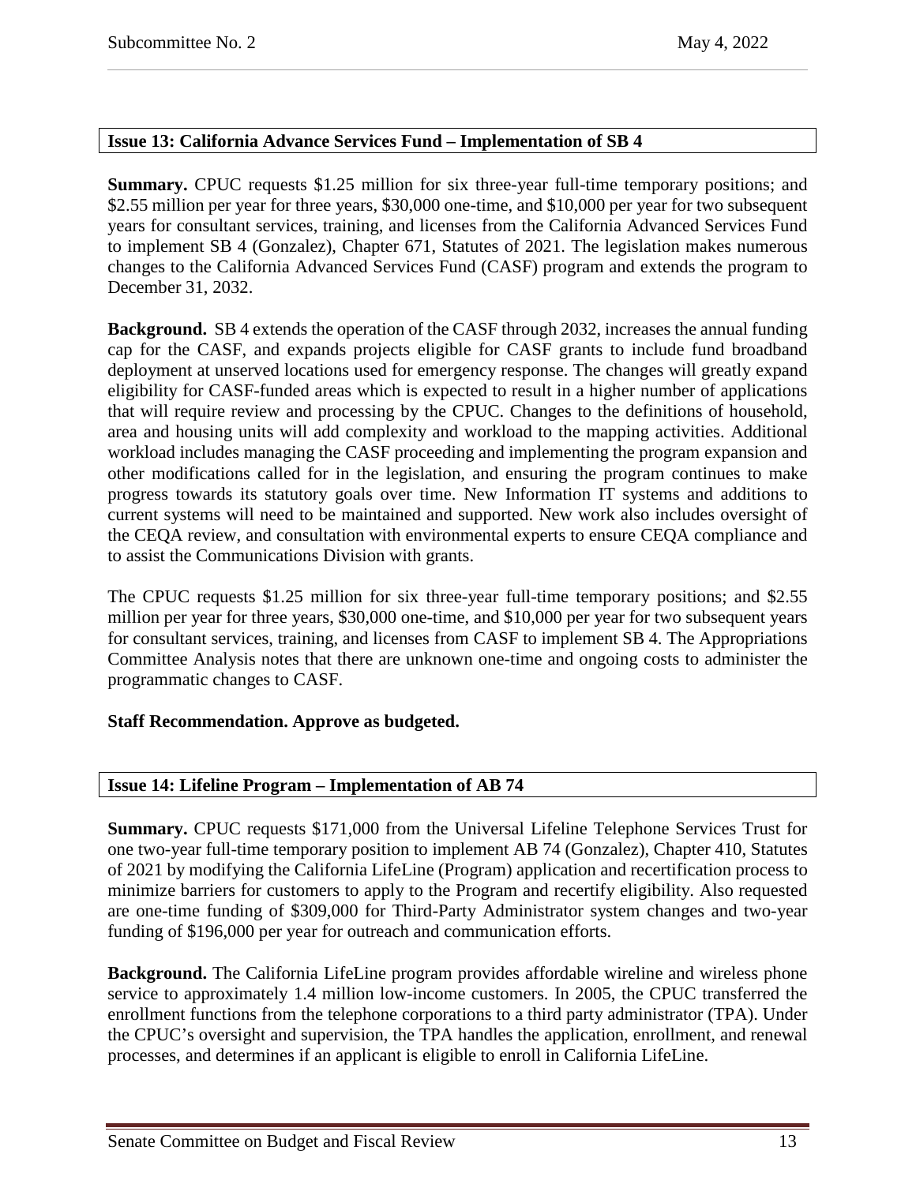## Issue 13: California Advance Services Fund – Implementation of SB 4

**Summary.** CPUC requests $1.25 million for six three-year full-time temporary positions; and $2.55 million per year for three years, $30,000 one-time, and $10,000 per year for two subsequent years for consultant services, training, and licenses from the California Advanced Services Fund to implement SB 4 (Gonzalez), Chapter 671, Statutes of 2021. The legislation makes numerous changes to the California Advanced Services Fund (CASF) program and extends the program to December 31, 2032.

**Background.** SB 4 extends the operation of the CASF through 2032, increases the annual funding cap for the CASF, and expands projects eligible for CASF grants to include fund broadband deployment at unserved locations used for emergency response. The changes will greatly expand eligibility for CASF-funded areas which is expected to result in a higher number of applications that will require review and processing by the CPUC. Changes to the definitions of household, area and housing units will add complexity and workload to the mapping activities. Additional workload includes managing the CASF proceeding and implementing the program expansion and other modifications called for in the legislation, and ensuring the program continues to make progress towards its statutory goals over time. New Information IT systems and additions to current systems will need to be maintained and supported. New work also includes oversight of the CEQA review, and consultation with environmental experts to ensure CEQA compliance and to assist the Communications Division with grants.

The CPUC requests $1.25 million for six three-year full-time temporary positions; and $2.55 million per year for three years, $30,000 one-time, and $10,000 per year for two subsequent years for consultant services, training, and licenses from CASF to implement SB 4. The Appropriations Committee Analysis notes that there are unknown one-time and ongoing costs to administer the programmatic changes to CASF.

**Staff Recommendation. Approve as budgeted.**

## Issue 14: Lifeline Program – Implementation of AB 74

**Summary.** CPUC requests $171,000 from the Universal Lifeline Telephone Services Trust for one two-year full-time temporary position to implement AB 74 (Gonzalez), Chapter 410, Statutes of 2021 by modifying the California LifeLine (Program) application and recertification process to minimize barriers for customers to apply to the Program and recertify eligibility. Also requested are one-time funding of $309,000 for Third-Party Administrator system changes and two-year funding of $196,000 per year for outreach and communication efforts.

**Background.** The California LifeLine program provides affordable wireline and wireless phone service to approximately 1.4 million low-income customers. In 2005, the CPUC transferred the enrollment functions from the telephone corporations to a third party administrator (TPA). Under the CPUC's oversight and supervision, the TPA handles the application, enrollment, and renewal processes, and determines if an applicant is eligible to enroll in California LifeLine.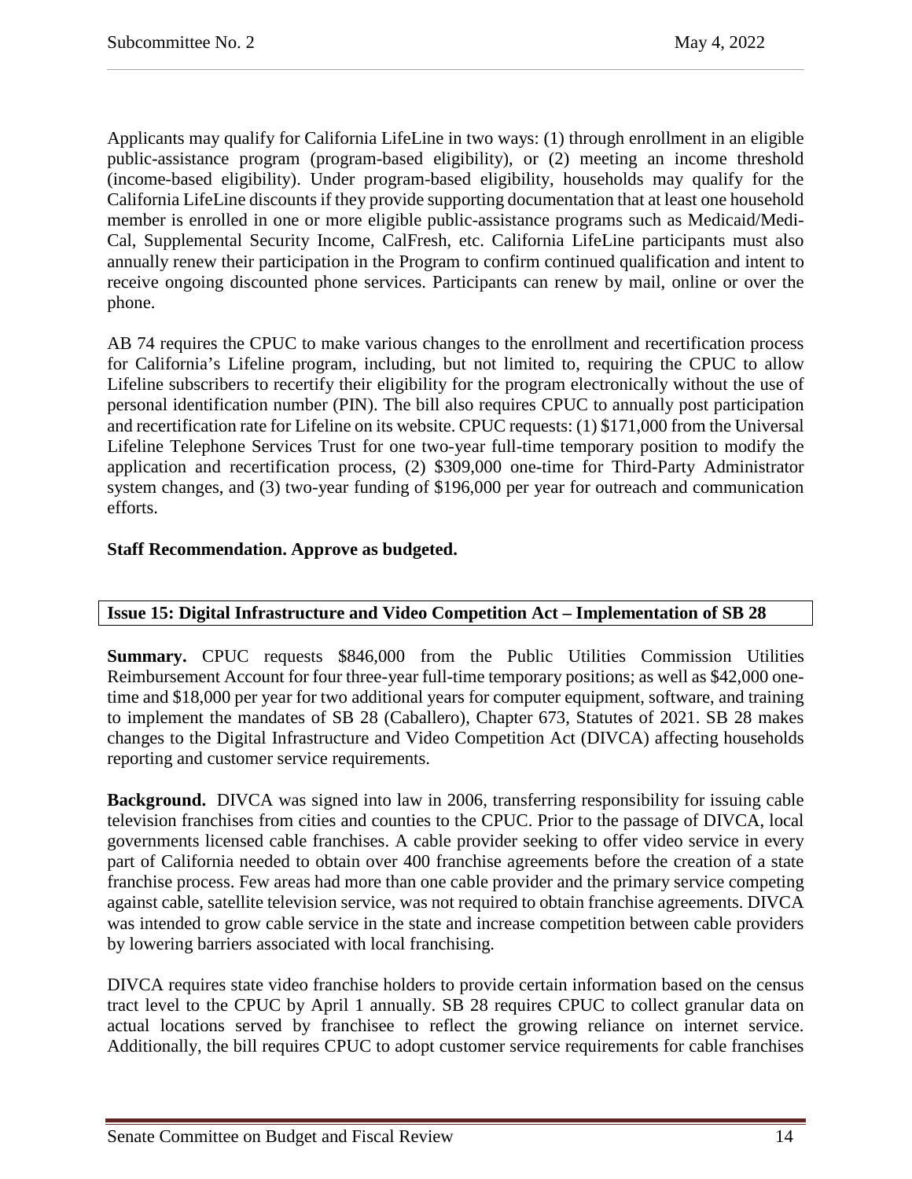Applicants may qualify for California LifeLine in two ways: (1) through enrollment in an eligible public-assistance program (program-based eligibility), or (2) meeting an income threshold (income-based eligibility). Under program-based eligibility, households may qualify for the California LifeLine discounts if they provide supporting documentation that at least one household member is enrolled in one or more eligible public-assistance programs such as Medicaid/Medi-Cal, Supplemental Security Income, CalFresh, etc. California LifeLine participants must also annually renew their participation in the Program to confirm continued qualification and intent to receive ongoing discounted phone services. Participants can renew by mail, online or over the phone.

AB 74 requires the CPUC to make various changes to the enrollment and recertification process for California's Lifeline program, including, but not limited to, requiring the CPUC to allow Lifeline subscribers to recertify their eligibility for the program electronically without the use of personal identification number (PIN). The bill also requires CPUC to annually post participation and recertification rate for Lifeline on its website. CPUC requests: (1) $171,000 from the Universal Lifeline Telephone Services Trust for one two-year full-time temporary position to modify the application and recertification process, (2) $309,000 one-time for Third-Party Administrator system changes, and (3) two-year funding of $196,000 per year for outreach and communication efforts.

**Staff Recommendation. Approve as budgeted.**

## Issue 15: Digital Infrastructure and Video Competition Act – Implementation of SB 28

**Summary.** CPUC requests $846,000 from the Public Utilities Commission Utilities Reimbursement Account for four three-year full-time temporary positions; as well as $42,000 one-time and $18,000 per year for two additional years for computer equipment, software, and training to implement the mandates of SB 28 (Caballero), Chapter 673, Statutes of 2021. SB 28 makes changes to the Digital Infrastructure and Video Competition Act (DIVCA) affecting households reporting and customer service requirements.

**Background.** DIVCA was signed into law in 2006, transferring responsibility for issuing cable television franchises from cities and counties to the CPUC. Prior to the passage of DIVCA, local governments licensed cable franchises. A cable provider seeking to offer video service in every part of California needed to obtain over 400 franchise agreements before the creation of a state franchise process. Few areas had more than one cable provider and the primary service competing against cable, satellite television service, was not required to obtain franchise agreements. DIVCA was intended to grow cable service in the state and increase competition between cable providers by lowering barriers associated with local franchising.

DIVCA requires state video franchise holders to provide certain information based on the census tract level to the CPUC by April 1 annually. SB 28 requires CPUC to collect granular data on actual locations served by franchisee to reflect the growing reliance on internet service. Additionally, the bill requires CPUC to adopt customer service requirements for cable franchises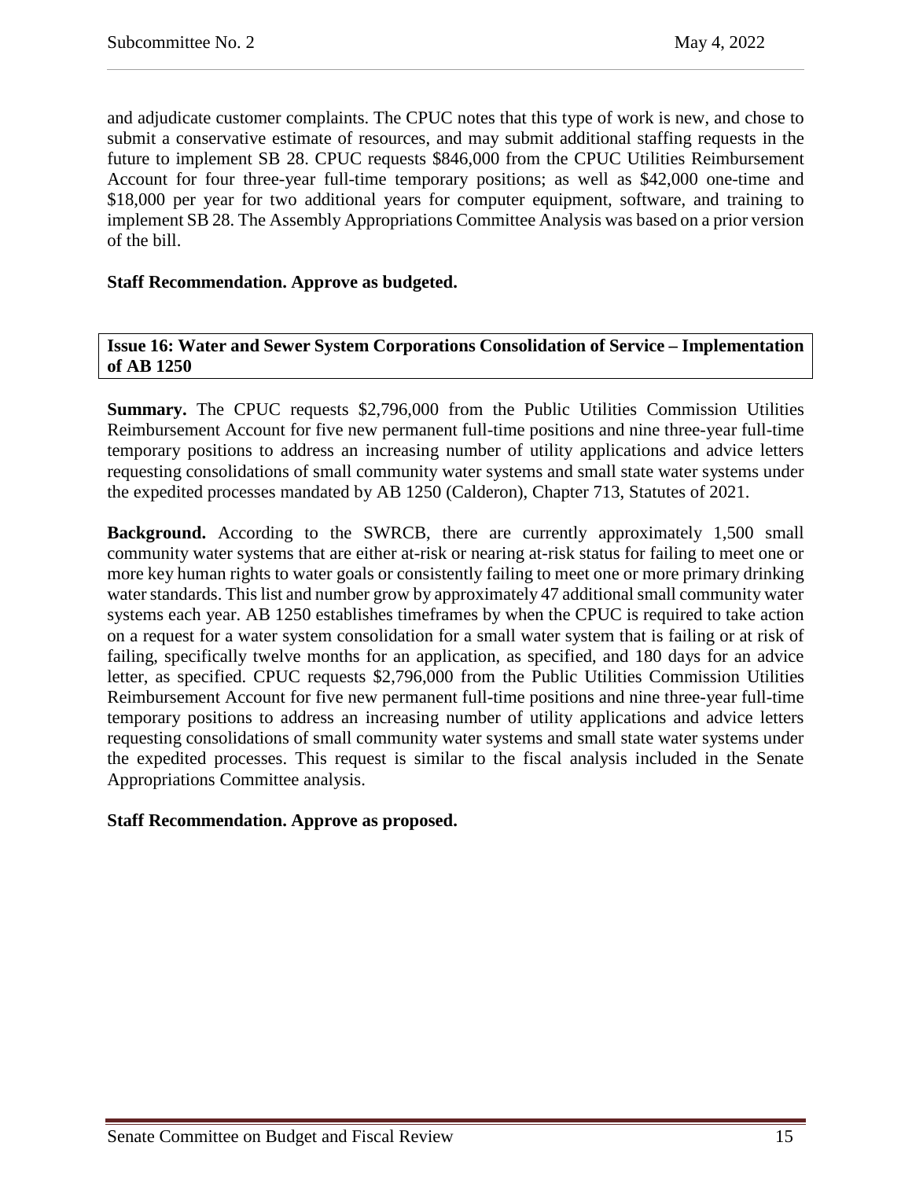and adjudicate customer complaints. The CPUC notes that this type of work is new, and chose to submit a conservative estimate of resources, and may submit additional staffing requests in the future to implement SB 28. CPUC requests $846,000 from the CPUC Utilities Reimbursement Account for four three-year full-time temporary positions; as well as $42,000 one-time and $18,000 per year for two additional years for computer equipment, software, and training to implement SB 28. The Assembly Appropriations Committee Analysis was based on a prior version of the bill.

**Staff Recommendation. Approve as budgeted.**

## Issue 16: Water and Sewer System Corporations Consolidation of Service – Implementation of AB 1250

**Summary.** The CPUC requests $2,796,000 from the Public Utilities Commission Utilities Reimbursement Account for five new permanent full-time positions and nine three-year full-time temporary positions to address an increasing number of utility applications and advice letters requesting consolidations of small community water systems and small state water systems under the expedited processes mandated by AB 1250 (Calderon), Chapter 713, Statutes of 2021.

**Background.** According to the SWRCB, there are currently approximately 1,500 small community water systems that are either at-risk or nearing at-risk status for failing to meet one or more key human rights to water goals or consistently failing to meet one or more primary drinking water standards. This list and number grow by approximately 47 additional small community water systems each year. AB 1250 establishes timeframes by when the CPUC is required to take action on a request for a water system consolidation for a small water system that is failing or at risk of failing, specifically twelve months for an application, as specified, and 180 days for an advice letter, as specified. CPUC requests $2,796,000 from the Public Utilities Commission Utilities Reimbursement Account for five new permanent full-time positions and nine three-year full-time temporary positions to address an increasing number of utility applications and advice letters requesting consolidations of small community water systems and small state water systems under the expedited processes. This request is similar to the fiscal analysis included in the Senate Appropriations Committee analysis.

**Staff Recommendation. Approve as proposed.**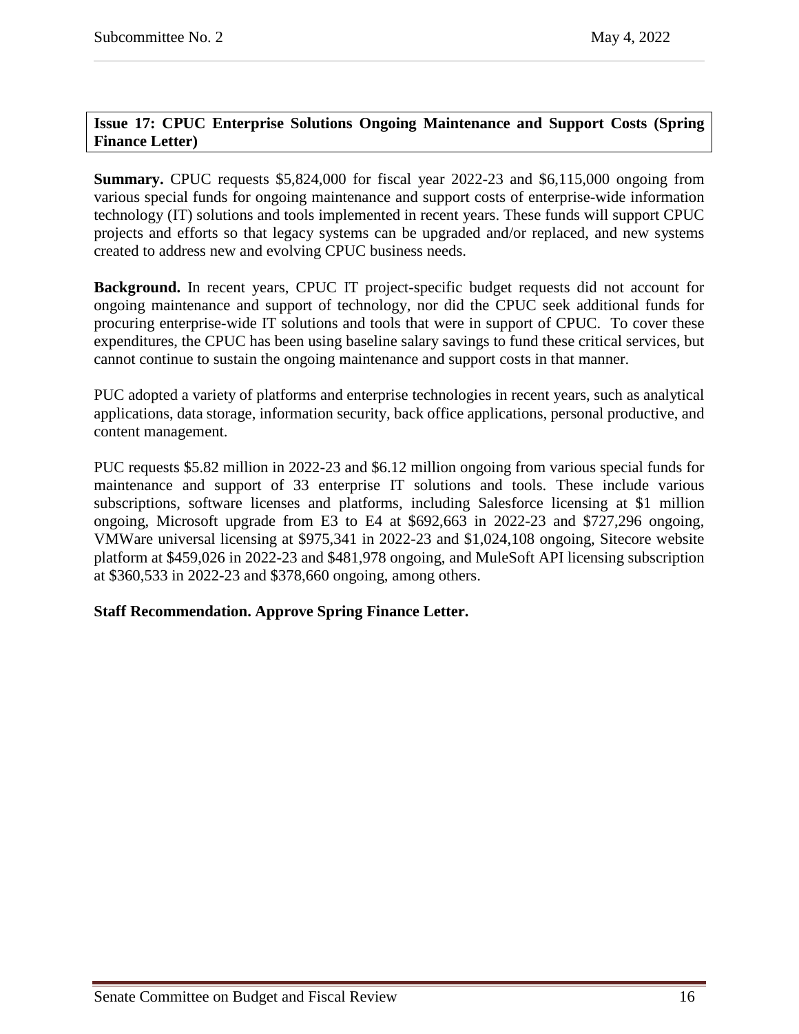**Issue 17: CPUC Enterprise Solutions Ongoing Maintenance and Support Costs (Spring Finance Letter)**

**Summary.** CPUC requests $5,824,000 for fiscal year 2022-23 and $6,115,000 ongoing from various special funds for ongoing maintenance and support costs of enterprise-wide information technology (IT) solutions and tools implemented in recent years. These funds will support CPUC projects and efforts so that legacy systems can be upgraded and/or replaced, and new systems created to address new and evolving CPUC business needs.

**Background.** In recent years, CPUC IT project-specific budget requests did not account for ongoing maintenance and support of technology, nor did the CPUC seek additional funds for procuring enterprise-wide IT solutions and tools that were in support of CPUC. To cover these expenditures, the CPUC has been using baseline salary savings to fund these critical services, but cannot continue to sustain the ongoing maintenance and support costs in that manner.

PUC adopted a variety of platforms and enterprise technologies in recent years, such as analytical applications, data storage, information security, back office applications, personal productive, and content management.

PUC requests $5.82 million in 2022-23 and $6.12 million ongoing from various special funds for maintenance and support of 33 enterprise IT solutions and tools. These include various subscriptions, software licenses and platforms, including Salesforce licensing at $1 million ongoing, Microsoft upgrade from E3 to E4 at $692,663 in 2022-23 and $727,296 ongoing, VMWare universal licensing at $975,341 in 2022-23 and $1,024,108 ongoing, Sitecore website platform at $459,026 in 2022-23 and $481,978 ongoing, and MuleSoft API licensing subscription at $360,533 in 2022-23 and $378,660 ongoing, among others.

**Staff Recommendation. Approve Spring Finance Letter.**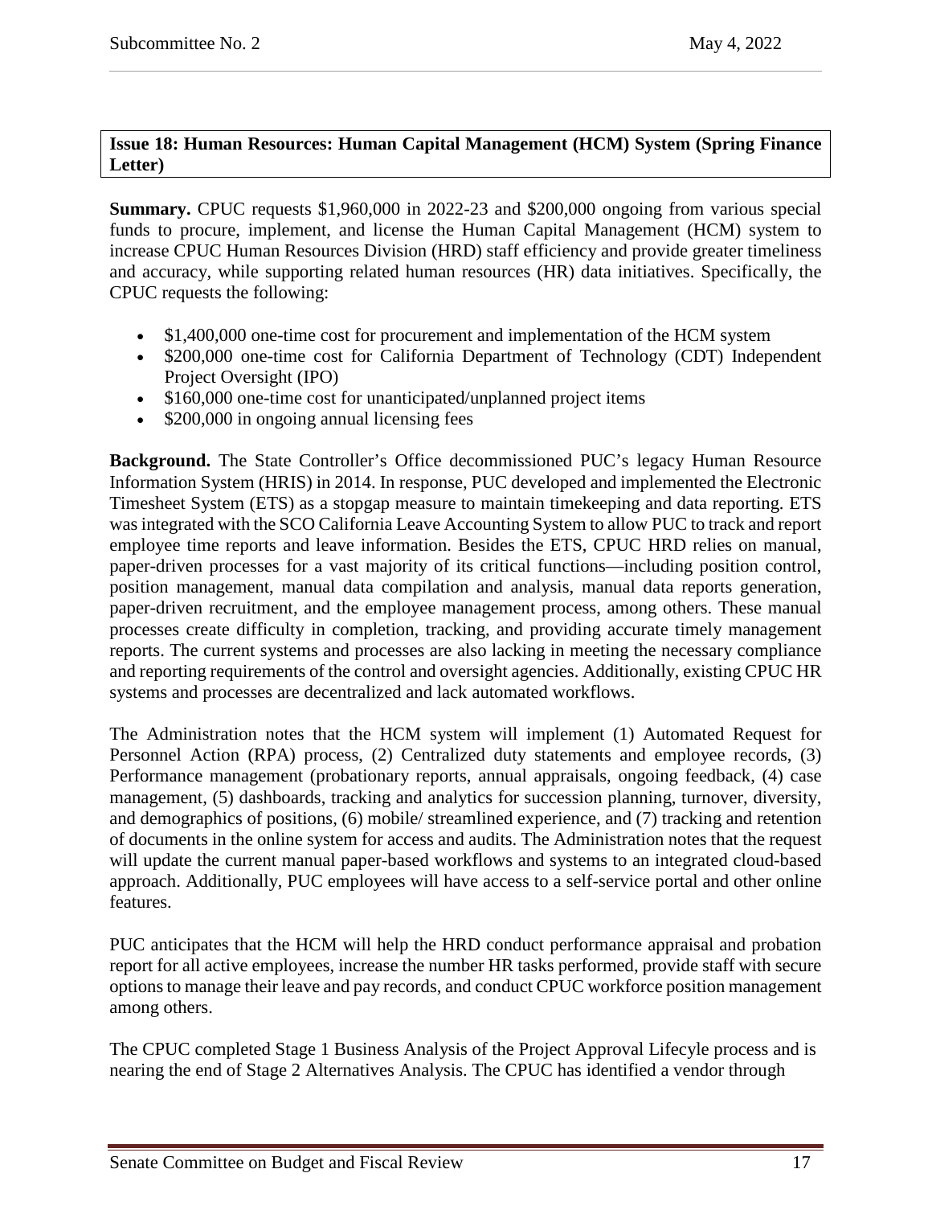**Issue 18: Human Resources: Human Capital Management (HCM) System (Spring Finance Letter)**

**Summary.** CPUC requests $1,960,000 in 2022-23 and $200,000 ongoing from various special funds to procure, implement, and license the Human Capital Management (HCM) system to increase CPUC Human Resources Division (HRD) staff efficiency and provide greater timeliness and accuracy, while supporting related human resources (HR) data initiatives. Specifically, the CPUC requests the following:

- $1,400,000 one-time cost for procurement and implementation of the HCM system
- $200,000 one-time cost for California Department of Technology (CDT) Independent Project Oversight (IPO)
- $160,000 one-time cost for unanticipated/unplanned project items
- $200,000 in ongoing annual licensing fees

**Background.** The State Controller's Office decommissioned PUC's legacy Human Resource Information System (HRIS) in 2014. In response, PUC developed and implemented the Electronic Timesheet System (ETS) as a stopgap measure to maintain timekeeping and data reporting. ETS was integrated with the SCO California Leave Accounting System to allow PUC to track and report employee time reports and leave information. Besides the ETS, CPUC HRD relies on manual, paper-driven processes for a vast majority of its critical functions—including position control, position management, manual data compilation and analysis, manual data reports generation, paper-driven recruitment, and the employee management process, among others. These manual processes create difficulty in completion, tracking, and providing accurate timely management reports. The current systems and processes are also lacking in meeting the necessary compliance and reporting requirements of the control and oversight agencies. Additionally, existing CPUC HR systems and processes are decentralized and lack automated workflows.

The Administration notes that the HCM system will implement (1) Automated Request for Personnel Action (RPA) process, (2) Centralized duty statements and employee records, (3) Performance management (probationary reports, annual appraisals, ongoing feedback, (4) case management, (5) dashboards, tracking and analytics for succession planning, turnover, diversity, and demographics of positions, (6) mobile/ streamlined experience, and (7) tracking and retention of documents in the online system for access and audits. The Administration notes that the request will update the current manual paper-based workflows and systems to an integrated cloud-based approach. Additionally, PUC employees will have access to a self-service portal and other online features.

PUC anticipates that the HCM will help the HRD conduct performance appraisal and probation report for all active employees, increase the number HR tasks performed, provide staff with secure options to manage their leave and pay records, and conduct CPUC workforce position management among others.

The CPUC completed Stage 1 Business Analysis of the Project Approval Lifecyle process and is nearing the end of Stage 2 Alternatives Analysis. The CPUC has identified a vendor through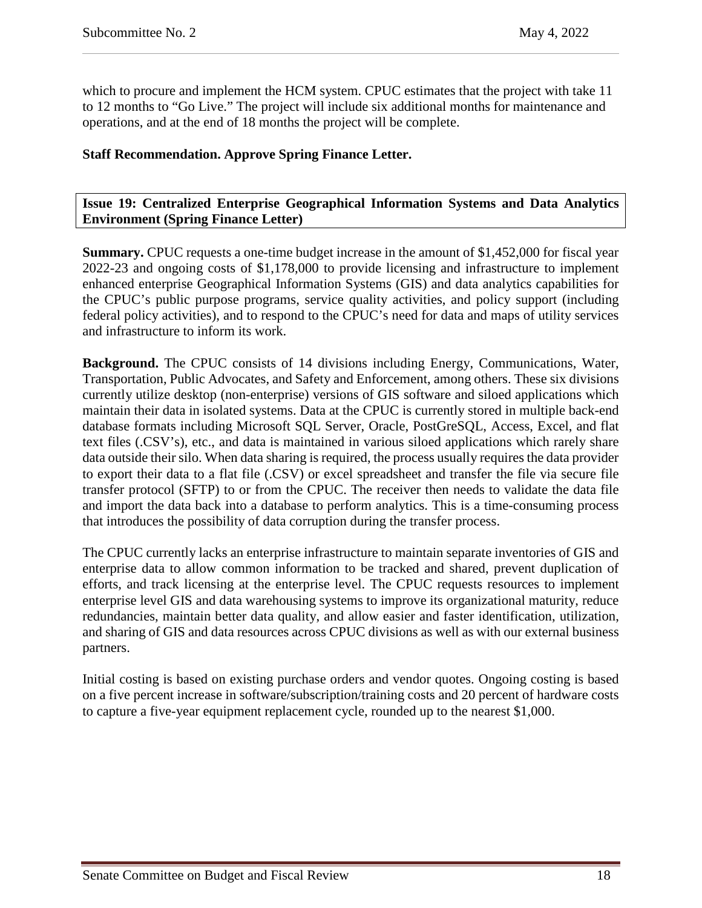which to procure and implement the HCM system. CPUC estimates that the project with take 11 to 12 months to "Go Live." The project will include six additional months for maintenance and operations, and at the end of 18 months the project will be complete.

**Staff Recommendation. Approve Spring Finance Letter.**

**Issue 19: Centralized Enterprise Geographical Information Systems and Data Analytics Environment (Spring Finance Letter)**

**Summary.** CPUC requests a one-time budget increase in the amount of $1,452,000 for fiscal year 2022-23 and ongoing costs of $1,178,000 to provide licensing and infrastructure to implement enhanced enterprise Geographical Information Systems (GIS) and data analytics capabilities for the CPUC's public purpose programs, service quality activities, and policy support (including federal policy activities), and to respond to the CPUC's need for data and maps of utility services and infrastructure to inform its work.

**Background.** The CPUC consists of 14 divisions including Energy, Communications, Water, Transportation, Public Advocates, and Safety and Enforcement, among others. These six divisions currently utilize desktop (non-enterprise) versions of GIS software and siloed applications which maintain their data in isolated systems. Data at the CPUC is currently stored in multiple back-end database formats including Microsoft SQL Server, Oracle, PostGreSQL, Access, Excel, and flat text files (.CSV's), etc., and data is maintained in various siloed applications which rarely share data outside their silo. When data sharing is required, the process usually requires the data provider to export their data to a flat file (.CSV) or excel spreadsheet and transfer the file via secure file transfer protocol (SFTP) to or from the CPUC. The receiver then needs to validate the data file and import the data back into a database to perform analytics. This is a time-consuming process that introduces the possibility of data corruption during the transfer process.

The CPUC currently lacks an enterprise infrastructure to maintain separate inventories of GIS and enterprise data to allow common information to be tracked and shared, prevent duplication of efforts, and track licensing at the enterprise level. The CPUC requests resources to implement enterprise level GIS and data warehousing systems to improve its organizational maturity, reduce redundancies, maintain better data quality, and allow easier and faster identification, utilization, and sharing of GIS and data resources across CPUC divisions as well as with our external business partners.

Initial costing is based on existing purchase orders and vendor quotes. Ongoing costing is based on a five percent increase in software/subscription/training costs and 20 percent of hardware costs to capture a five-year equipment replacement cycle, rounded up to the nearest $1,000.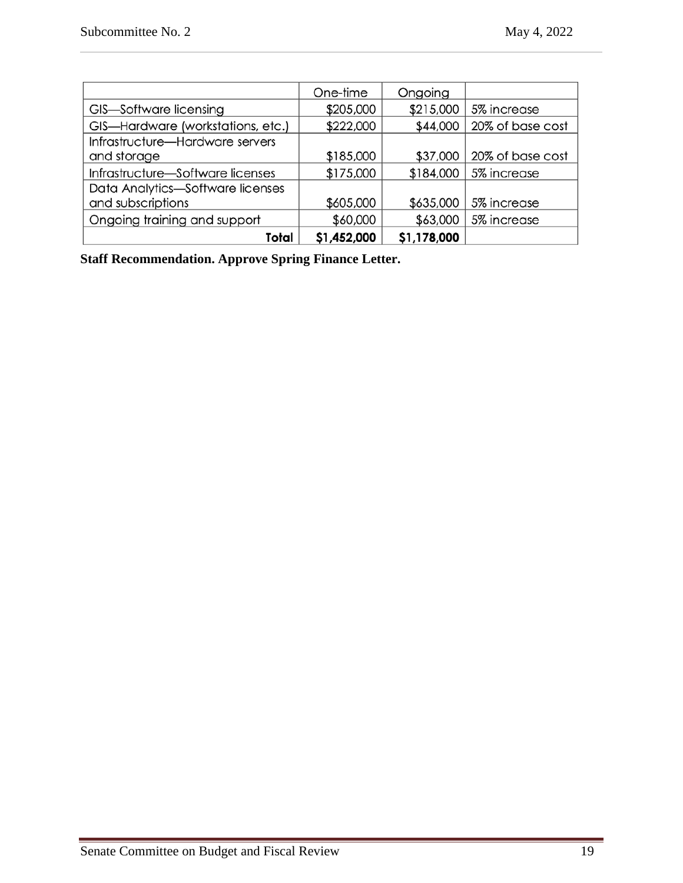| | One-time | Ongoing | |
|---|---|---|---|
| GIS—Software licensing | $205,000 | $215,000 | 5% increase |
| GIS—Hardware (workstations, etc.) | $222,000 | $44,000 | 20% of base cost |
| Infrastructure—Hardware servers and storage | $185,000 | $37,000 | 20% of base cost |
| Infrastructure—Software licenses | $175,000 | $184,000 | 5% increase |
| Data Analytics—Software licenses and subscriptions | $605,000 | $635,000 | 5% increase |
| Ongoing training and support | $60,000 | $63,000 | 5% increase |
| **Total** | **$1,452,000** | **$1,178,000** | |

**Staff Recommendation. Approve Spring Finance Letter.**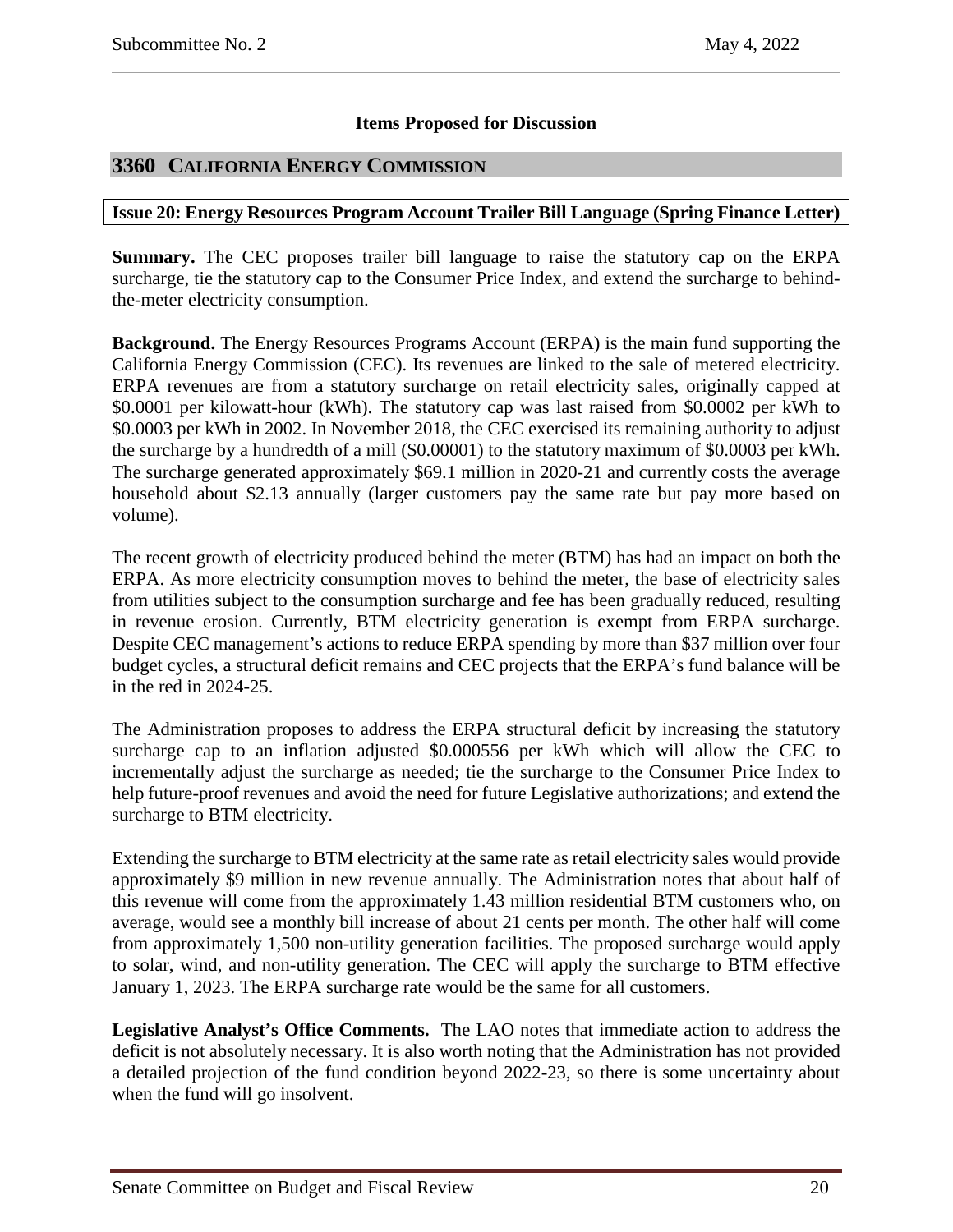## Items Proposed for Discussion

## 3360 California Energy Commission

### Issue 20: Energy Resources Program Account Trailer Bill Language (Spring Finance Letter)

**Summary.** The CEC proposes trailer bill language to raise the statutory cap on the ERPA surcharge, tie the statutory cap to the Consumer Price Index, and extend the surcharge to behind-the-meter electricity consumption.

**Background.** The Energy Resources Programs Account (ERPA) is the main fund supporting the California Energy Commission (CEC). Its revenues are linked to the sale of metered electricity. ERPA revenues are from a statutory surcharge on retail electricity sales, originally capped at $0.0001 per kilowatt-hour (kWh). The statutory cap was last raised from $0.0002 per kWh to $0.0003 per kWh in 2002. In November 2018, the CEC exercised its remaining authority to adjust the surcharge by a hundredth of a mill ($0.00001) to the statutory maximum of $0.0003 per kWh. The surcharge generated approximately $69.1 million in 2020-21 and currently costs the average household about $2.13 annually (larger customers pay the same rate but pay more based on volume).

The recent growth of electricity produced behind the meter (BTM) has had an impact on both the ERPA. As more electricity consumption moves to behind the meter, the base of electricity sales from utilities subject to the consumption surcharge and fee has been gradually reduced, resulting in revenue erosion. Currently, BTM electricity generation is exempt from ERPA surcharge. Despite CEC management's actions to reduce ERPA spending by more than $37 million over four budget cycles, a structural deficit remains and CEC projects that the ERPA's fund balance will be in the red in 2024-25.

The Administration proposes to address the ERPA structural deficit by increasing the statutory surcharge cap to an inflation adjusted $0.000556 per kWh which will allow the CEC to incrementally adjust the surcharge as needed; tie the surcharge to the Consumer Price Index to help future-proof revenues and avoid the need for future Legislative authorizations; and extend the surcharge to BTM electricity.

Extending the surcharge to BTM electricity at the same rate as retail electricity sales would provide approximately $9 million in new revenue annually. The Administration notes that about half of this revenue will come from the approximately 1.43 million residential BTM customers who, on average, would see a monthly bill increase of about 21 cents per month. The other half will come from approximately 1,500 non-utility generation facilities. The proposed surcharge would apply to solar, wind, and non-utility generation. The CEC will apply the surcharge to BTM effective January 1, 2023. The ERPA surcharge rate would be the same for all customers.

**Legislative Analyst's Office Comments.** The LAO notes that immediate action to address the deficit is not absolutely necessary. It is also worth noting that the Administration has not provided a detailed projection of the fund condition beyond 2022-23, so there is some uncertainty about when the fund will go insolvent.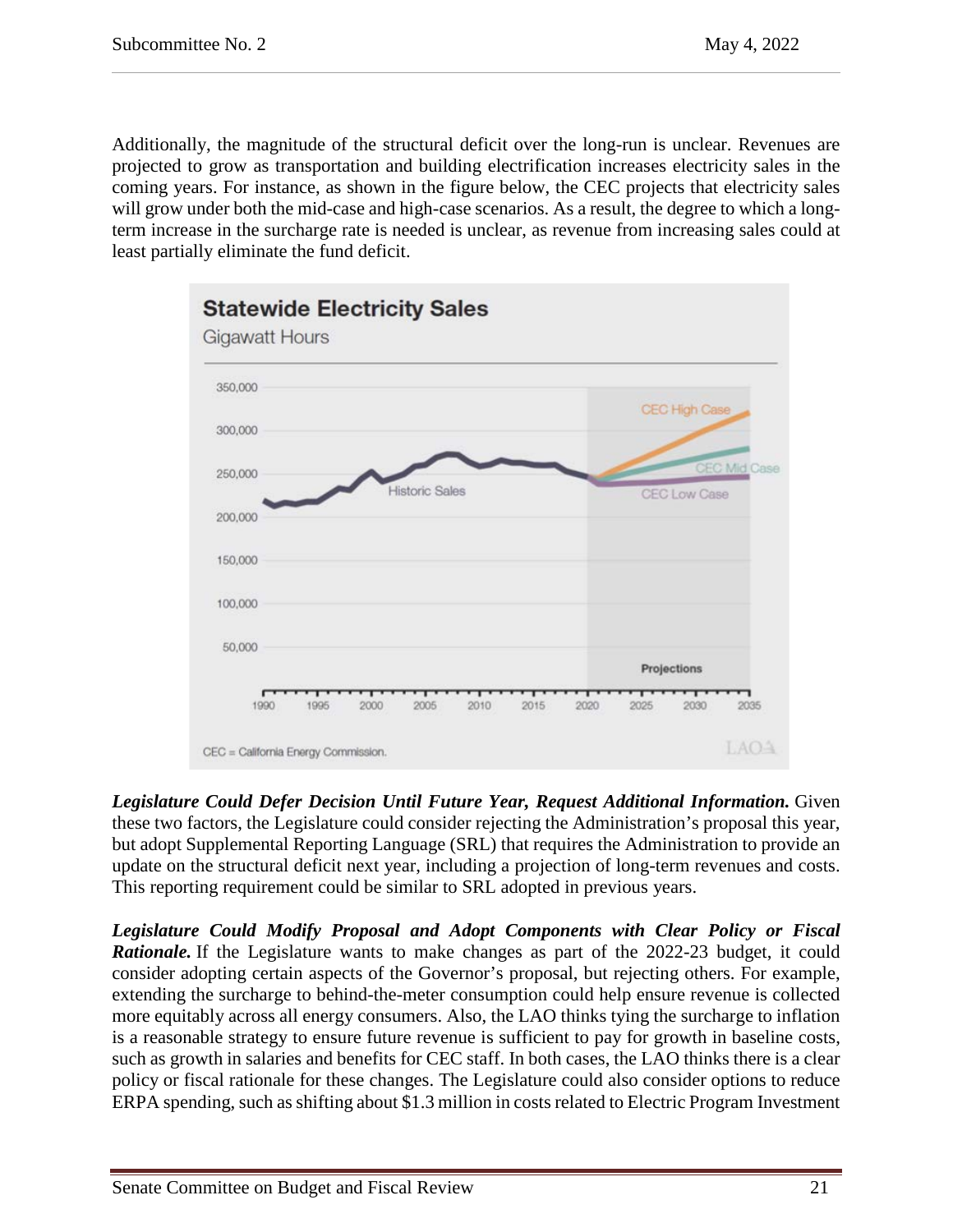Additionally, the magnitude of the structural deficit over the long-run is unclear. Revenues are projected to grow as transportation and building electrification increases electricity sales in the coming years. For instance, as shown in the figure below, the CEC projects that electricity sales will grow under both the mid-case and high-case scenarios. As a result, the degree to which a long-term increase in the surcharge rate is needed is unclear, as revenue from increasing sales could at least partially eliminate the fund deficit.

**Statewide Electricity Sales**

Gigawatt Hours

CEC = California Energy Commission.

***Legislature Could Defer Decision Until Future Year, Request Additional Information.*** Given these two factors, the Legislature could consider rejecting the Administration's proposal this year, but adopt Supplemental Reporting Language (SRL) that requires the Administration to provide an update on the structural deficit next year, including a projection of long-term revenues and costs. This reporting requirement could be similar to SRL adopted in previous years.

***Legislature Could Modify Proposal and Adopt Components with Clear Policy or Fiscal Rationale.*** If the Legislature wants to make changes as part of the 2022-23 budget, it could consider adopting certain aspects of the Governor's proposal, but rejecting others. For example, extending the surcharge to behind-the-meter consumption could help ensure revenue is collected more equitably across all energy consumers. Also, the LAO thinks tying the surcharge to inflation is a reasonable strategy to ensure future revenue is sufficient to pay for growth in baseline costs, such as growth in salaries and benefits for CEC staff. In both cases, the LAO thinks there is a clear policy or fiscal rationale for these changes. The Legislature could also consider options to reduce ERPA spending, such as shifting about $1.3 million in costs related to Electric Program Investment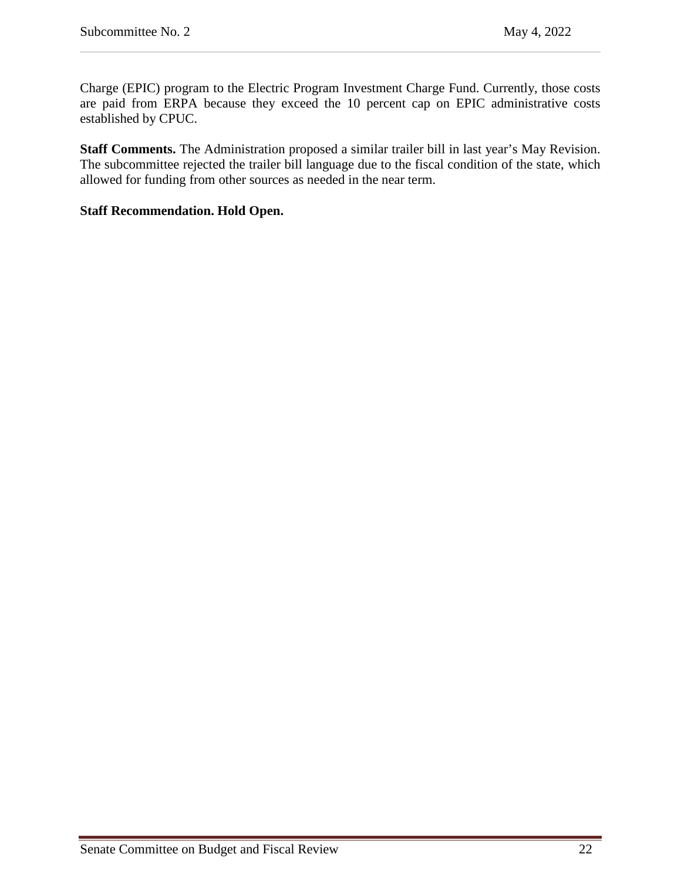Charge (EPIC) program to the Electric Program Investment Charge Fund. Currently, those costs are paid from ERPA because they exceed the 10 percent cap on EPIC administrative costs established by CPUC.

**Staff Comments.** The Administration proposed a similar trailer bill in last year's May Revision. The subcommittee rejected the trailer bill language due to the fiscal condition of the state, which allowed for funding from other sources as needed in the near term.

**Staff Recommendation. Hold Open.**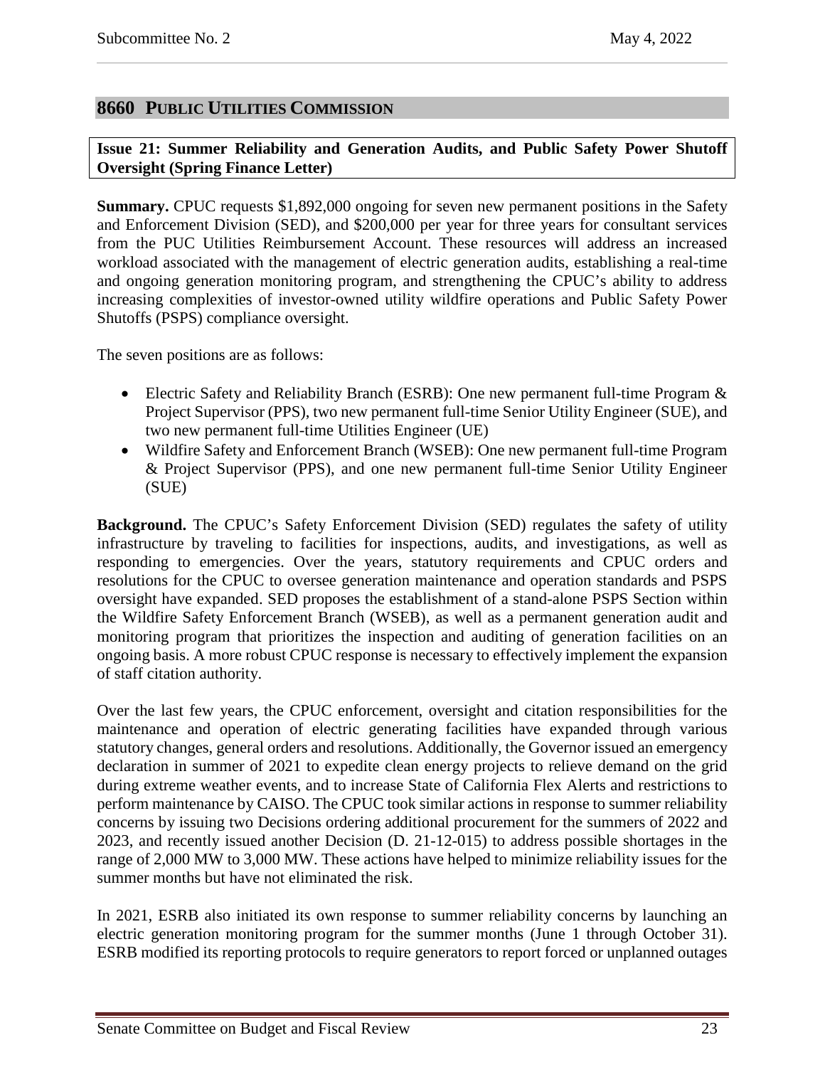## 8660 Public Utilities Commission

**Issue 21: Summer Reliability and Generation Audits, and Public Safety Power Shutoff Oversight (Spring Finance Letter)**

**Summary.** CPUC requests $1,892,000 ongoing for seven new permanent positions in the Safety and Enforcement Division (SED), and $200,000 per year for three years for consultant services from the PUC Utilities Reimbursement Account. These resources will address an increased workload associated with the management of electric generation audits, establishing a real-time and ongoing generation monitoring program, and strengthening the CPUC's ability to address increasing complexities of investor-owned utility wildfire operations and Public Safety Power Shutoffs (PSPS) compliance oversight.

The seven positions are as follows:

- Electric Safety and Reliability Branch (ESRB): One new permanent full-time Program & Project Supervisor (PPS), two new permanent full-time Senior Utility Engineer (SUE), and two new permanent full-time Utilities Engineer (UE)
- Wildfire Safety and Enforcement Branch (WSEB): One new permanent full-time Program & Project Supervisor (PPS), and one new permanent full-time Senior Utility Engineer (SUE)

**Background.** The CPUC's Safety Enforcement Division (SED) regulates the safety of utility infrastructure by traveling to facilities for inspections, audits, and investigations, as well as responding to emergencies. Over the years, statutory requirements and CPUC orders and resolutions for the CPUC to oversee generation maintenance and operation standards and PSPS oversight have expanded. SED proposes the establishment of a stand-alone PSPS Section within the Wildfire Safety Enforcement Branch (WSEB), as well as a permanent generation audit and monitoring program that prioritizes the inspection and auditing of generation facilities on an ongoing basis. A more robust CPUC response is necessary to effectively implement the expansion of staff citation authority.

Over the last few years, the CPUC enforcement, oversight and citation responsibilities for the maintenance and operation of electric generating facilities have expanded through various statutory changes, general orders and resolutions. Additionally, the Governor issued an emergency declaration in summer of 2021 to expedite clean energy projects to relieve demand on the grid during extreme weather events, and to increase State of California Flex Alerts and restrictions to perform maintenance by CAISO. The CPUC took similar actions in response to summer reliability concerns by issuing two Decisions ordering additional procurement for the summers of 2022 and 2023, and recently issued another Decision (D. 21-12-015) to address possible shortages in the range of 2,000 MW to 3,000 MW. These actions have helped to minimize reliability issues for the summer months but have not eliminated the risk.

In 2021, ESRB also initiated its own response to summer reliability concerns by launching an electric generation monitoring program for the summer months (June 1 through October 31). ESRB modified its reporting protocols to require generators to report forced or unplanned outages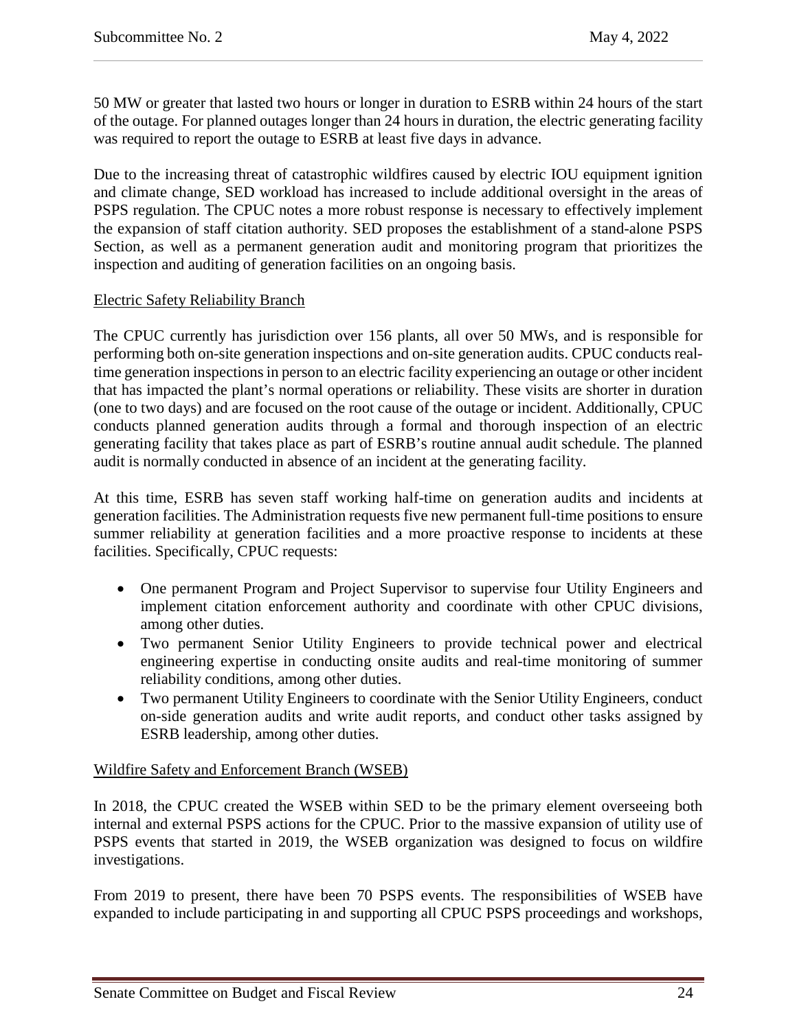50 MW or greater that lasted two hours or longer in duration to ESRB within 24 hours of the start of the outage. For planned outages longer than 24 hours in duration, the electric generating facility was required to report the outage to ESRB at least five days in advance.

Due to the increasing threat of catastrophic wildfires caused by electric IOU equipment ignition and climate change, SED workload has increased to include additional oversight in the areas of PSPS regulation. The CPUC notes a more robust response is necessary to effectively implement the expansion of staff citation authority. SED proposes the establishment of a stand-alone PSPS Section, as well as a permanent generation audit and monitoring program that prioritizes the inspection and auditing of generation facilities on an ongoing basis.

Electric Safety Reliability Branch

The CPUC currently has jurisdiction over 156 plants, all over 50 MWs, and is responsible for performing both on-site generation inspections and on-site generation audits. CPUC conducts real-time generation inspections in person to an electric facility experiencing an outage or other incident that has impacted the plant's normal operations or reliability. These visits are shorter in duration (one to two days) and are focused on the root cause of the outage or incident. Additionally, CPUC conducts planned generation audits through a formal and thorough inspection of an electric generating facility that takes place as part of ESRB's routine annual audit schedule. The planned audit is normally conducted in absence of an incident at the generating facility.

At this time, ESRB has seven staff working half-time on generation audits and incidents at generation facilities. The Administration requests five new permanent full-time positions to ensure summer reliability at generation facilities and a more proactive response to incidents at these facilities. Specifically, CPUC requests:

- One permanent Program and Project Supervisor to supervise four Utility Engineers and implement citation enforcement authority and coordinate with other CPUC divisions, among other duties.
- Two permanent Senior Utility Engineers to provide technical power and electrical engineering expertise in conducting onsite audits and real-time monitoring of summer reliability conditions, among other duties.
- Two permanent Utility Engineers to coordinate with the Senior Utility Engineers, conduct on-side generation audits and write audit reports, and conduct other tasks assigned by ESRB leadership, among other duties.

Wildfire Safety and Enforcement Branch (WSEB)

In 2018, the CPUC created the WSEB within SED to be the primary element overseeing both internal and external PSPS actions for the CPUC. Prior to the massive expansion of utility use of PSPS events that started in 2019, the WSEB organization was designed to focus on wildfire investigations.

From 2019 to present, there have been 70 PSPS events. The responsibilities of WSEB have expanded to include participating in and supporting all CPUC PSPS proceedings and workshops,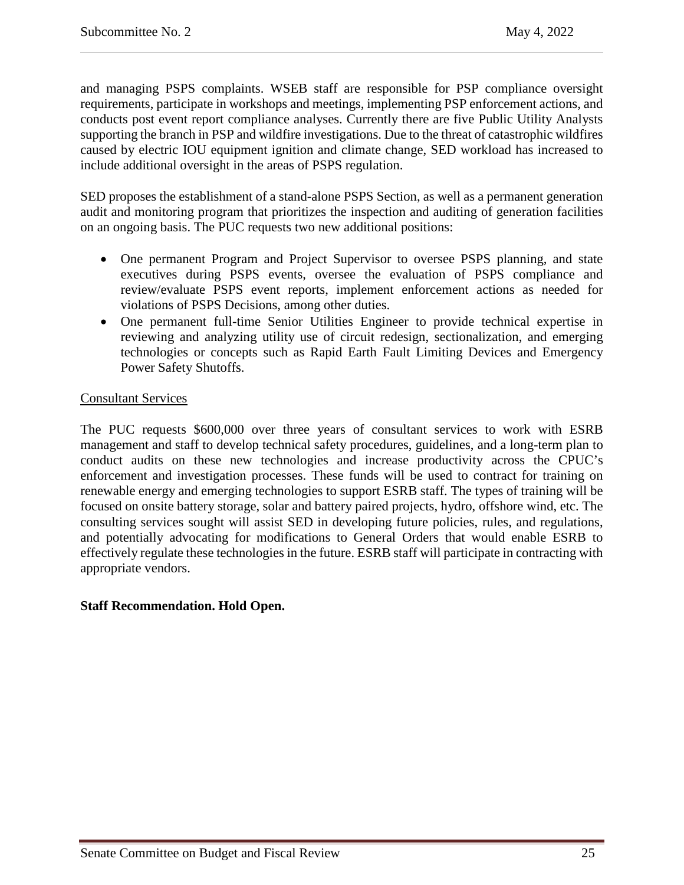and managing PSPS complaints. WSEB staff are responsible for PSP compliance oversight requirements, participate in workshops and meetings, implementing PSP enforcement actions, and conducts post event report compliance analyses. Currently there are five Public Utility Analysts supporting the branch in PSP and wildfire investigations. Due to the threat of catastrophic wildfires caused by electric IOU equipment ignition and climate change, SED workload has increased to include additional oversight in the areas of PSPS regulation.

SED proposes the establishment of a stand-alone PSPS Section, as well as a permanent generation audit and monitoring program that prioritizes the inspection and auditing of generation facilities on an ongoing basis. The PUC requests two new additional positions:

- One permanent Program and Project Supervisor to oversee PSPS planning, and state executives during PSPS events, oversee the evaluation of PSPS compliance and review/evaluate PSPS event reports, implement enforcement actions as needed for violations of PSPS Decisions, among other duties.
- One permanent full-time Senior Utilities Engineer to provide technical expertise in reviewing and analyzing utility use of circuit redesign, sectionalization, and emerging technologies or concepts such as Rapid Earth Fault Limiting Devices and Emergency Power Safety Shutoffs.

Consultant Services

The PUC requests $600,000 over three years of consultant services to work with ESRB management and staff to develop technical safety procedures, guidelines, and a long-term plan to conduct audits on these new technologies and increase productivity across the CPUC's enforcement and investigation processes. These funds will be used to contract for training on renewable energy and emerging technologies to support ESRB staff. The types of training will be focused on onsite battery storage, solar and battery paired projects, hydro, offshore wind, etc. The consulting services sought will assist SED in developing future policies, rules, and regulations, and potentially advocating for modifications to General Orders that would enable ESRB to effectively regulate these technologies in the future. ESRB staff will participate in contracting with appropriate vendors.

**Staff Recommendation. Hold Open.**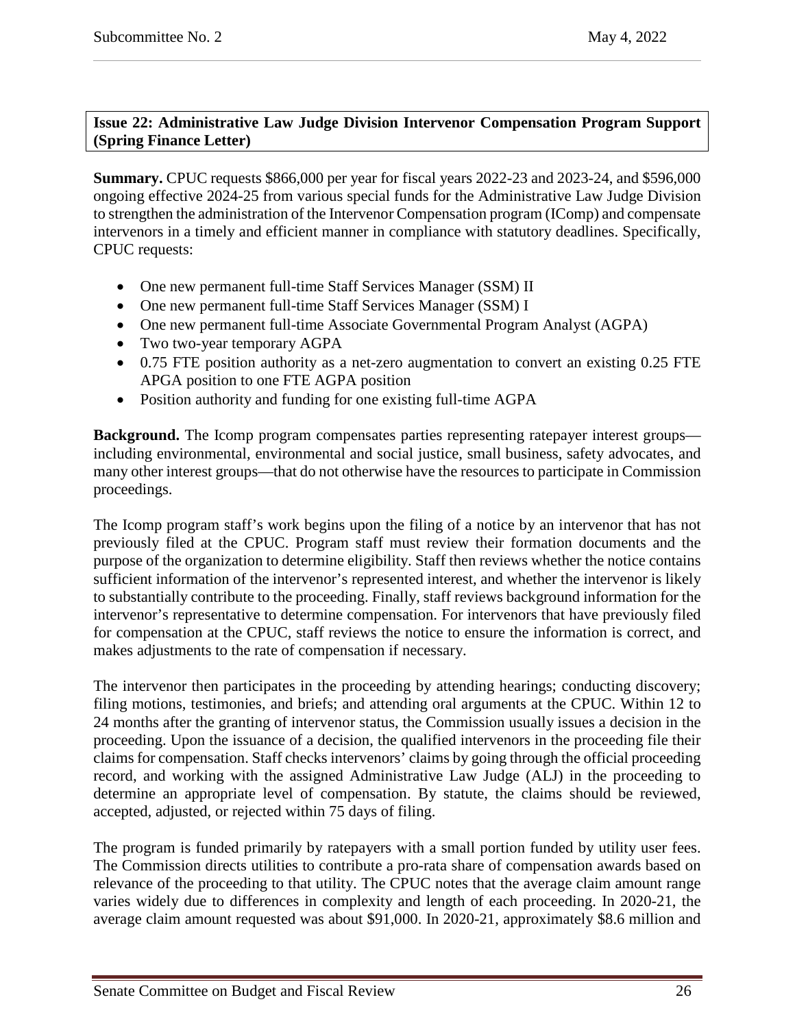**Issue 22: Administrative Law Judge Division Intervenor Compensation Program Support (Spring Finance Letter)**

**Summary.** CPUC requests $866,000 per year for fiscal years 2022-23 and 2023-24, and $596,000 ongoing effective 2024-25 from various special funds for the Administrative Law Judge Division to strengthen the administration of the Intervenor Compensation program (IComp) and compensate intervenors in a timely and efficient manner in compliance with statutory deadlines. Specifically, CPUC requests:

- One new permanent full-time Staff Services Manager (SSM) II
- One new permanent full-time Staff Services Manager (SSM) I
- One new permanent full-time Associate Governmental Program Analyst (AGPA)
- Two two-year temporary AGPA
- 0.75 FTE position authority as a net-zero augmentation to convert an existing 0.25 FTE APGA position to one FTE AGPA position
- Position authority and funding for one existing full-time AGPA

**Background.** The Icomp program compensates parties representing ratepayer interest groups—including environmental, environmental and social justice, small business, safety advocates, and many other interest groups—that do not otherwise have the resources to participate in Commission proceedings.

The Icomp program staff's work begins upon the filing of a notice by an intervenor that has not previously filed at the CPUC. Program staff must review their formation documents and the purpose of the organization to determine eligibility. Staff then reviews whether the notice contains sufficient information of the intervenor's represented interest, and whether the intervenor is likely to substantially contribute to the proceeding. Finally, staff reviews background information for the intervenor's representative to determine compensation. For intervenors that have previously filed for compensation at the CPUC, staff reviews the notice to ensure the information is correct, and makes adjustments to the rate of compensation if necessary.

The intervenor then participates in the proceeding by attending hearings; conducting discovery; filing motions, testimonies, and briefs; and attending oral arguments at the CPUC. Within 12 to 24 months after the granting of intervenor status, the Commission usually issues a decision in the proceeding. Upon the issuance of a decision, the qualified intervenors in the proceeding file their claims for compensation. Staff checks intervenors' claims by going through the official proceeding record, and working with the assigned Administrative Law Judge (ALJ) in the proceeding to determine an appropriate level of compensation. By statute, the claims should be reviewed, accepted, adjusted, or rejected within 75 days of filing.

The program is funded primarily by ratepayers with a small portion funded by utility user fees. The Commission directs utilities to contribute a pro-rata share of compensation awards based on relevance of the proceeding to that utility. The CPUC notes that the average claim amount range varies widely due to differences in complexity and length of each proceeding. In 2020-21, the average claim amount requested was about $91,000. In 2020-21, approximately $8.6 million and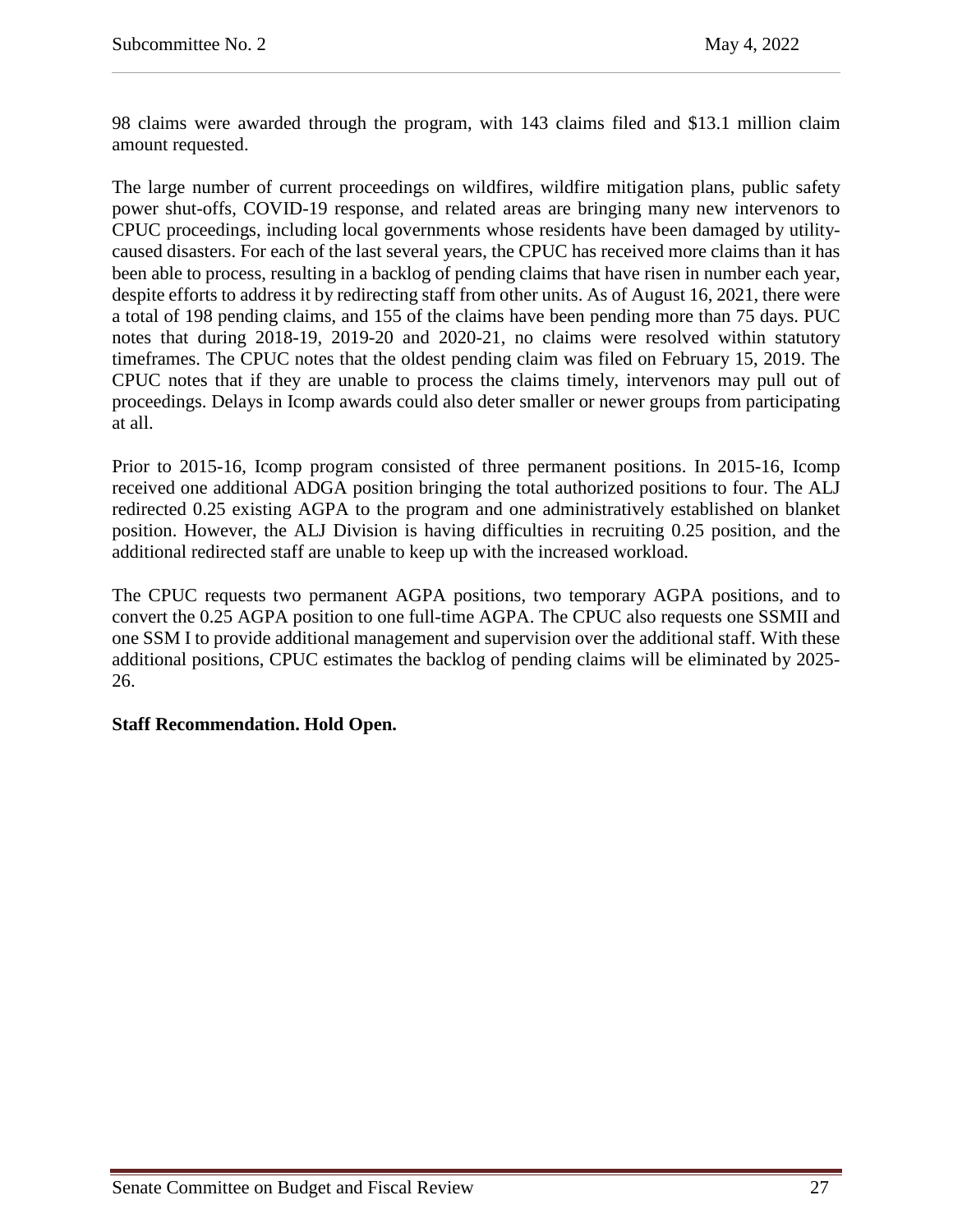98 claims were awarded through the program, with 143 claims filed and $13.1 million claim amount requested.

The large number of current proceedings on wildfires, wildfire mitigation plans, public safety power shut-offs, COVID-19 response, and related areas are bringing many new intervenors to CPUC proceedings, including local governments whose residents have been damaged by utility-caused disasters. For each of the last several years, the CPUC has received more claims than it has been able to process, resulting in a backlog of pending claims that have risen in number each year, despite efforts to address it by redirecting staff from other units. As of August 16, 2021, there were a total of 198 pending claims, and 155 of the claims have been pending more than 75 days. PUC notes that during 2018-19, 2019-20 and 2020-21, no claims were resolved within statutory timeframes. The CPUC notes that the oldest pending claim was filed on February 15, 2019. The CPUC notes that if they are unable to process the claims timely, intervenors may pull out of proceedings. Delays in Icomp awards could also deter smaller or newer groups from participating at all.

Prior to 2015-16, Icomp program consisted of three permanent positions. In 2015-16, Icomp received one additional ADGA position bringing the total authorized positions to four. The ALJ redirected 0.25 existing AGPA to the program and one administratively established on blanket position. However, the ALJ Division is having difficulties in recruiting 0.25 position, and the additional redirected staff are unable to keep up with the increased workload.

The CPUC requests two permanent AGPA positions, two temporary AGPA positions, and to convert the 0.25 AGPA position to one full-time AGPA. The CPUC also requests one SSMII and one SSM I to provide additional management and supervision over the additional staff. With these additional positions, CPUC estimates the backlog of pending claims will be eliminated by 2025-26.

**Staff Recommendation. Hold Open.**